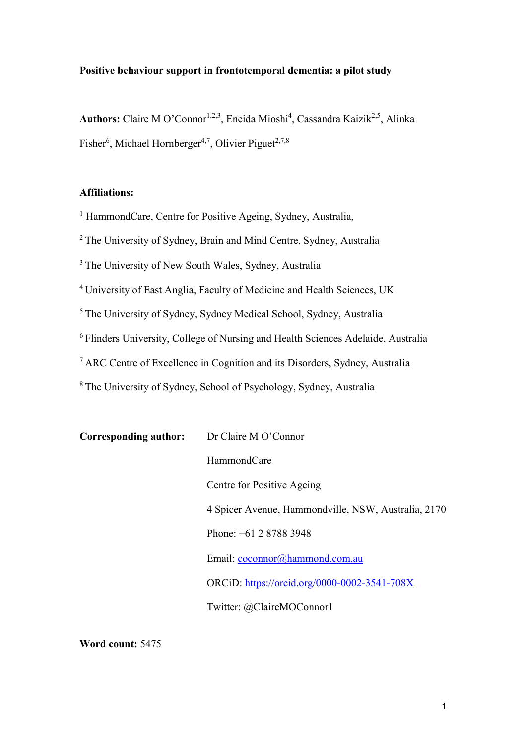**Positive behaviour support in frontotemporal dementia: a pilot study**

**Authors:** Claire M O'Connor[1,2,3], Eneida Mioshi[4], Cassandra Kaizik[2,5], Alinka Fisher[6], Michael Hornberger[4,7], Olivier Piguet[2,7,8]

**Affiliations:**

[1] HammondCare, Centre for Positive Ageing, Sydney, Australia,

[2] The University of Sydney, Brain and Mind Centre, Sydney, Australia

[3] The University of New South Wales, Sydney, Australia

[4] University of East Anglia, Faculty of Medicine and Health Sciences, UK

[5] The University of Sydney, Sydney Medical School, Sydney, Australia

[6] Flinders University, College of Nursing and Health Sciences Adelaide, Australia

[7] ARC Centre of Excellence in Cognition and its Disorders, Sydney, Australia

[8] The University of Sydney, School of Psychology, Sydney, Australia

**Corresponding author:** Dr Claire M O'Connor

HammondCare

Centre for Positive Ageing

4 Spicer Avenue, Hammondville, NSW, Australia, 2170

Phone: +61 2 8788 3948

Email: coconnor@hammond.com.au

ORCiD: https://orcid.org/0000-0002-3541-708X

Twitter: @ClaireMOConnor1

**Word count:** 5475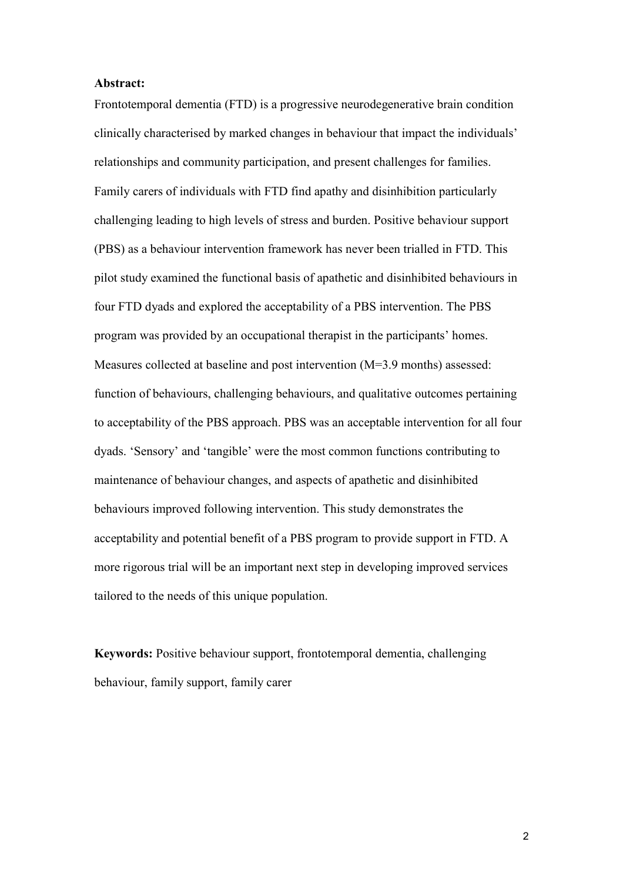**Abstract:**

Frontotemporal dementia (FTD) is a progressive neurodegenerative brain condition clinically characterised by marked changes in behaviour that impact the individuals' relationships and community participation, and present challenges for families. Family carers of individuals with FTD find apathy and disinhibition particularly challenging leading to high levels of stress and burden. Positive behaviour support (PBS) as a behaviour intervention framework has never been trialled in FTD. This pilot study examined the functional basis of apathetic and disinhibited behaviours in four FTD dyads and explored the acceptability of a PBS intervention. The PBS program was provided by an occupational therapist in the participants' homes. Measures collected at baseline and post intervention (M=3.9 months) assessed: function of behaviours, challenging behaviours, and qualitative outcomes pertaining to acceptability of the PBS approach. PBS was an acceptable intervention for all four dyads. 'Sensory' and 'tangible' were the most common functions contributing to maintenance of behaviour changes, and aspects of apathetic and disinhibited behaviours improved following intervention. This study demonstrates the acceptability and potential benefit of a PBS program to provide support in FTD. A more rigorous trial will be an important next step in developing improved services tailored to the needs of this unique population.

**Keywords:** Positive behaviour support, frontotemporal dementia, challenging behaviour, family support, family carer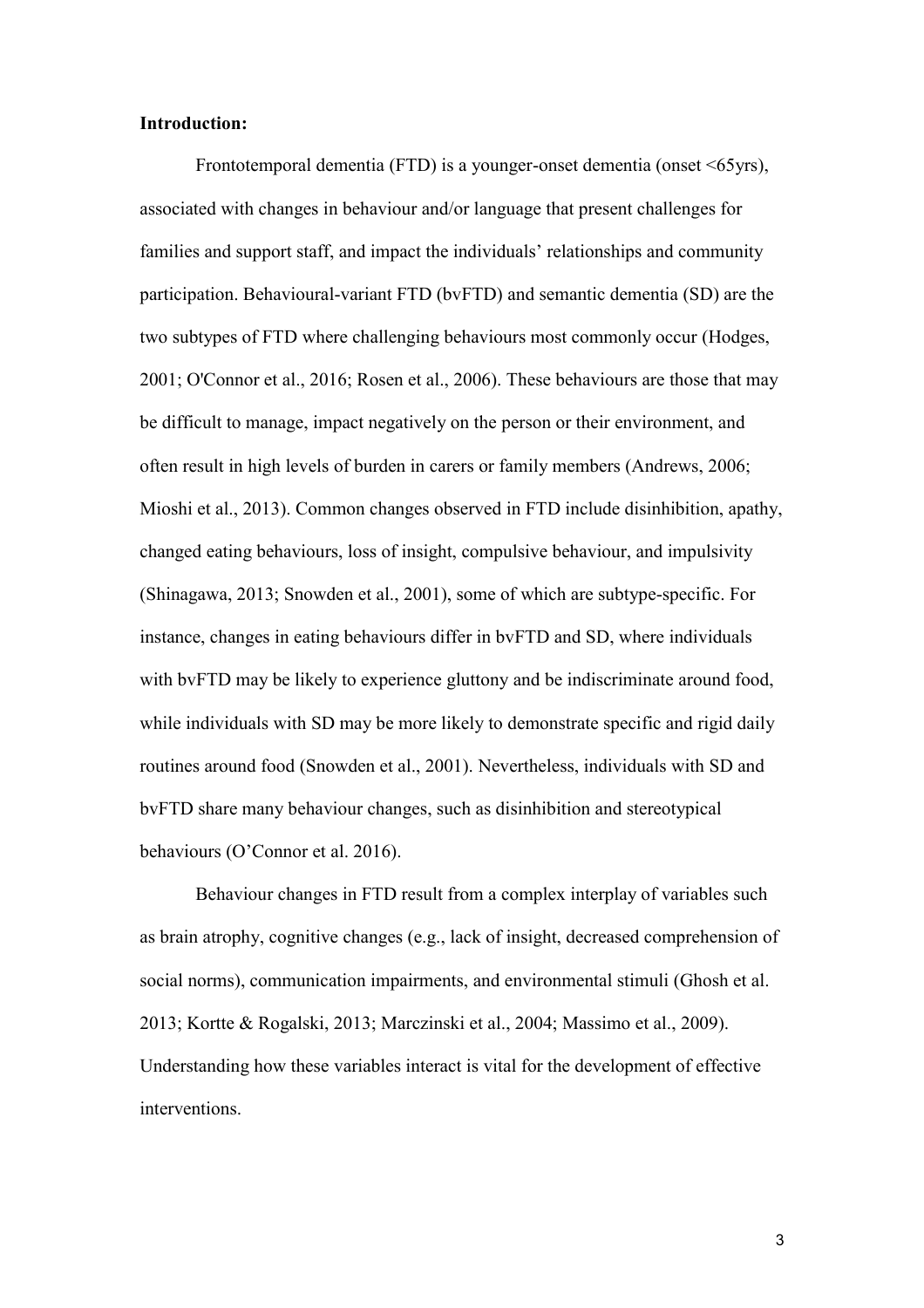**Introduction:**

Frontotemporal dementia (FTD) is a younger-onset dementia (onset <65yrs), associated with changes in behaviour and/or language that present challenges for families and support staff, and impact the individuals' relationships and community participation. Behavioural-variant FTD (bvFTD) and semantic dementia (SD) are the two subtypes of FTD where challenging behaviours most commonly occur (Hodges, 2001; O'Connor et al., 2016; Rosen et al., 2006). These behaviours are those that may be difficult to manage, impact negatively on the person or their environment, and often result in high levels of burden in carers or family members (Andrews, 2006; Mioshi et al., 2013). Common changes observed in FTD include disinhibition, apathy, changed eating behaviours, loss of insight, compulsive behaviour, and impulsivity (Shinagawa, 2013; Snowden et al., 2001), some of which are subtype-specific. For instance, changes in eating behaviours differ in bvFTD and SD, where individuals with bvFTD may be likely to experience gluttony and be indiscriminate around food, while individuals with SD may be more likely to demonstrate specific and rigid daily routines around food (Snowden et al., 2001). Nevertheless, individuals with SD and bvFTD share many behaviour changes, such as disinhibition and stereotypical behaviours (O'Connor et al. 2016).

Behaviour changes in FTD result from a complex interplay of variables such as brain atrophy, cognitive changes (e.g., lack of insight, decreased comprehension of social norms), communication impairments, and environmental stimuli (Ghosh et al. 2013; Kortte & Rogalski, 2013; Marczinski et al., 2004; Massimo et al., 2009). Understanding how these variables interact is vital for the development of effective interventions.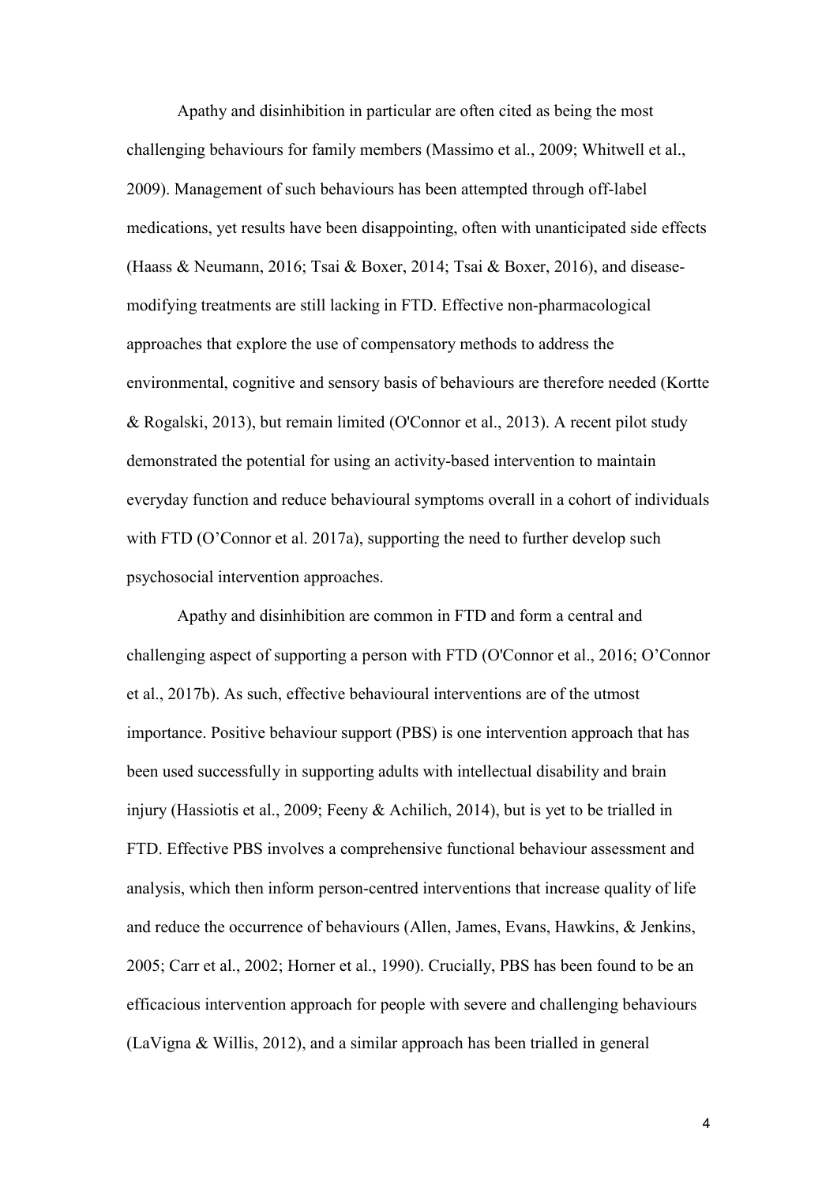Apathy and disinhibition in particular are often cited as being the most challenging behaviours for family members (Massimo et al., 2009; Whitwell et al., 2009). Management of such behaviours has been attempted through off-label medications, yet results have been disappointing, often with unanticipated side effects (Haass & Neumann, 2016; Tsai & Boxer, 2014; Tsai & Boxer, 2016), and disease-modifying treatments are still lacking in FTD. Effective non-pharmacological approaches that explore the use of compensatory methods to address the environmental, cognitive and sensory basis of behaviours are therefore needed (Kortte & Rogalski, 2013), but remain limited (O'Connor et al., 2013). A recent pilot study demonstrated the potential for using an activity-based intervention to maintain everyday function and reduce behavioural symptoms overall in a cohort of individuals with FTD (O'Connor et al. 2017a), supporting the need to further develop such psychosocial intervention approaches.

Apathy and disinhibition are common in FTD and form a central and challenging aspect of supporting a person with FTD (O'Connor et al., 2016; O'Connor et al., 2017b). As such, effective behavioural interventions are of the utmost importance. Positive behaviour support (PBS) is one intervention approach that has been used successfully in supporting adults with intellectual disability and brain injury (Hassiotis et al., 2009; Feeny & Achilich, 2014), but is yet to be trialled in FTD. Effective PBS involves a comprehensive functional behaviour assessment and analysis, which then inform person-centred interventions that increase quality of life and reduce the occurrence of behaviours (Allen, James, Evans, Hawkins, & Jenkins, 2005; Carr et al., 2002; Horner et al., 1990). Crucially, PBS has been found to be an efficacious intervention approach for people with severe and challenging behaviours (LaVigna & Willis, 2012), and a similar approach has been trialled in general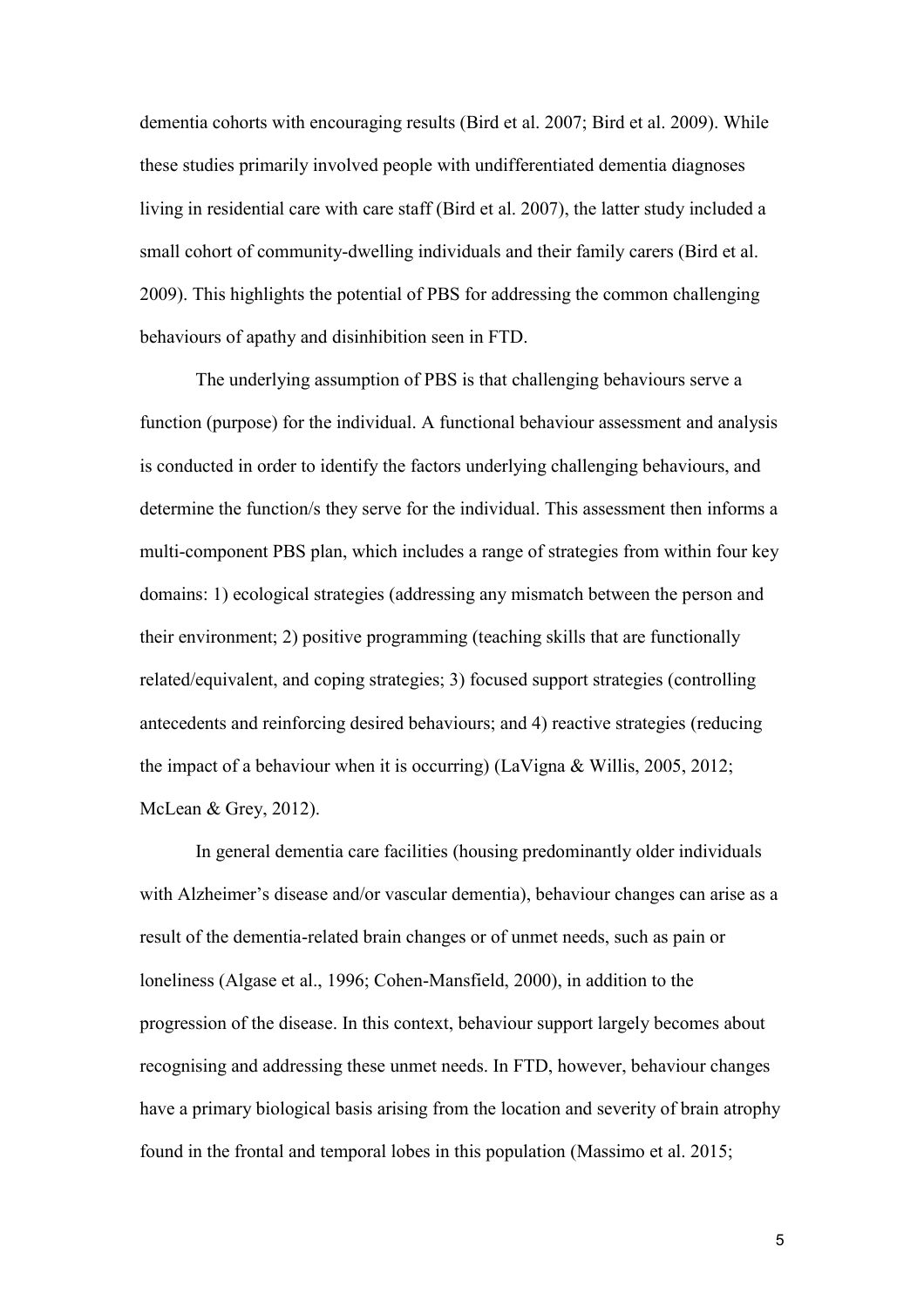dementia cohorts with encouraging results (Bird et al. 2007; Bird et al. 2009). While these studies primarily involved people with undifferentiated dementia diagnoses living in residential care with care staff (Bird et al. 2007), the latter study included a small cohort of community-dwelling individuals and their family carers (Bird et al. 2009). This highlights the potential of PBS for addressing the common challenging behaviours of apathy and disinhibition seen in FTD.

The underlying assumption of PBS is that challenging behaviours serve a function (purpose) for the individual. A functional behaviour assessment and analysis is conducted in order to identify the factors underlying challenging behaviours, and determine the function/s they serve for the individual. This assessment then informs a multi-component PBS plan, which includes a range of strategies from within four key domains: 1) ecological strategies (addressing any mismatch between the person and their environment; 2) positive programming (teaching skills that are functionally related/equivalent, and coping strategies; 3) focused support strategies (controlling antecedents and reinforcing desired behaviours; and 4) reactive strategies (reducing the impact of a behaviour when it is occurring) (LaVigna & Willis, 2005, 2012; McLean & Grey, 2012).

In general dementia care facilities (housing predominantly older individuals with Alzheimer's disease and/or vascular dementia), behaviour changes can arise as a result of the dementia-related brain changes or of unmet needs, such as pain or loneliness (Algase et al., 1996; Cohen-Mansfield, 2000), in addition to the progression of the disease. In this context, behaviour support largely becomes about recognising and addressing these unmet needs. In FTD, however, behaviour changes have a primary biological basis arising from the location and severity of brain atrophy found in the frontal and temporal lobes in this population (Massimo et al. 2015;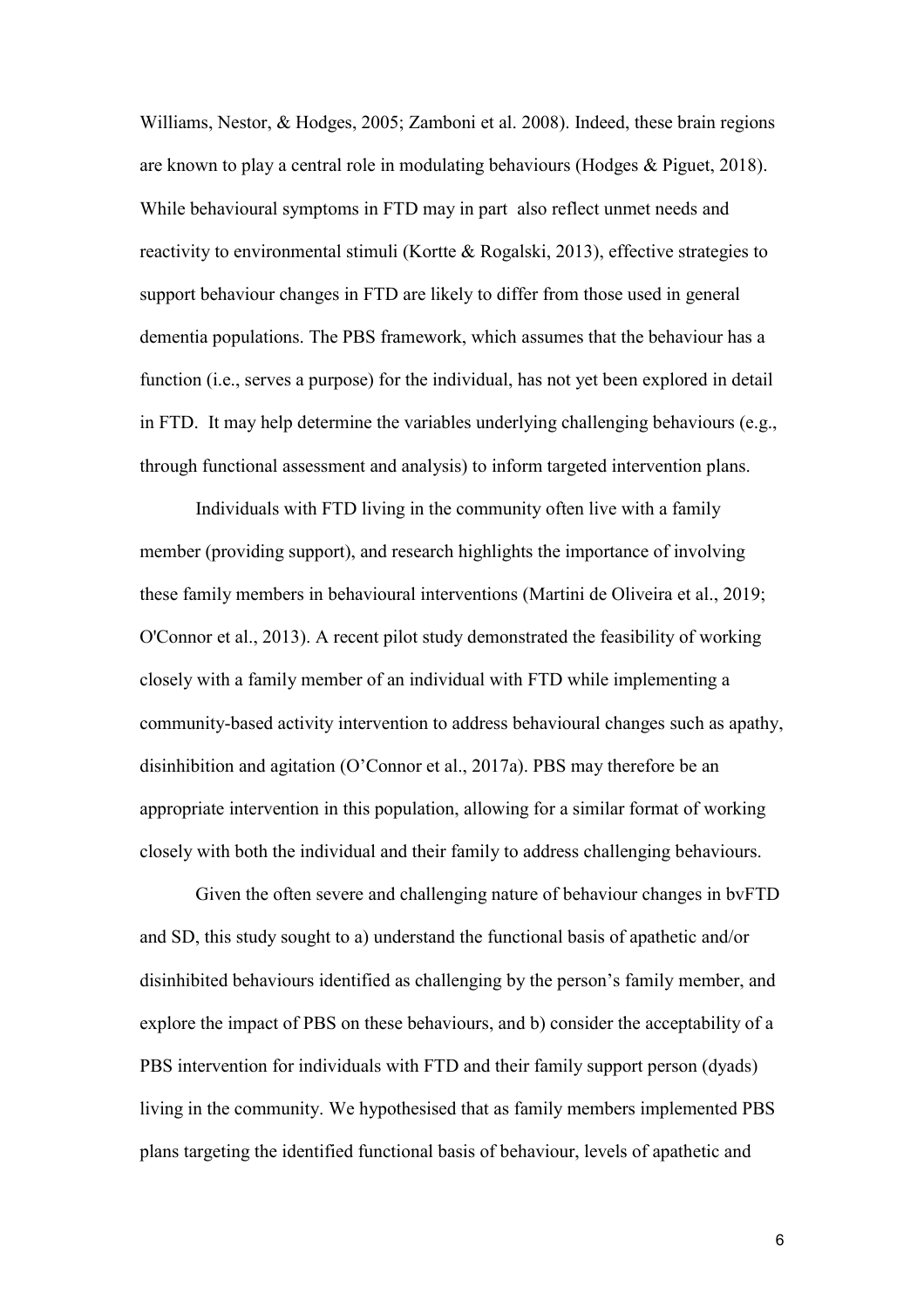Williams, Nestor, & Hodges, 2005; Zamboni et al. 2008). Indeed, these brain regions are known to play a central role in modulating behaviours (Hodges & Piguet, 2018). While behavioural symptoms in FTD may in part also reflect unmet needs and reactivity to environmental stimuli (Kortte & Rogalski, 2013), effective strategies to support behaviour changes in FTD are likely to differ from those used in general dementia populations. The PBS framework, which assumes that the behaviour has a function (i.e., serves a purpose) for the individual, has not yet been explored in detail in FTD. It may help determine the variables underlying challenging behaviours (e.g., through functional assessment and analysis) to inform targeted intervention plans.

Individuals with FTD living in the community often live with a family member (providing support), and research highlights the importance of involving these family members in behavioural interventions (Martini de Oliveira et al., 2019; O'Connor et al., 2013). A recent pilot study demonstrated the feasibility of working closely with a family member of an individual with FTD while implementing a community-based activity intervention to address behavioural changes such as apathy, disinhibition and agitation (O'Connor et al., 2017a). PBS may therefore be an appropriate intervention in this population, allowing for a similar format of working closely with both the individual and their family to address challenging behaviours.

Given the often severe and challenging nature of behaviour changes in bvFTD and SD, this study sought to a) understand the functional basis of apathetic and/or disinhibited behaviours identified as challenging by the person's family member, and explore the impact of PBS on these behaviours, and b) consider the acceptability of a PBS intervention for individuals with FTD and their family support person (dyads) living in the community. We hypothesised that as family members implemented PBS plans targeting the identified functional basis of behaviour, levels of apathetic and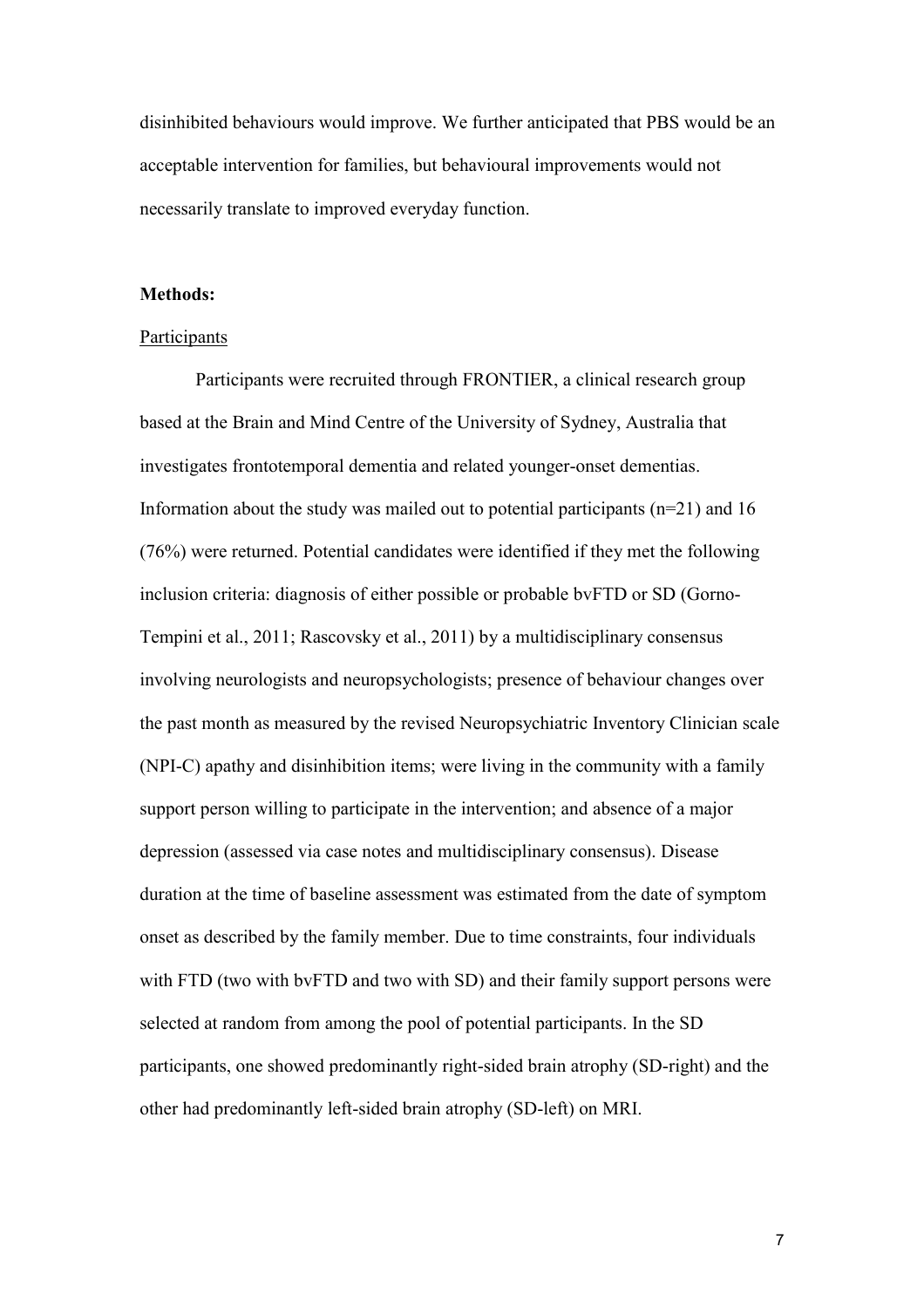disinhibited behaviours would improve. We further anticipated that PBS would be an acceptable intervention for families, but behavioural improvements would not necessarily translate to improved everyday function.

## Methods:

### Participants

Participants were recruited through FRONTIER, a clinical research group based at the Brain and Mind Centre of the University of Sydney, Australia that investigates frontotemporal dementia and related younger-onset dementias. Information about the study was mailed out to potential participants (n=21) and 16 (76%) were returned. Potential candidates were identified if they met the following inclusion criteria: diagnosis of either possible or probable bvFTD or SD (Gorno-Tempini et al., 2011; Rascovsky et al., 2011) by a multidisciplinary consensus involving neurologists and neuropsychologists; presence of behaviour changes over the past month as measured by the revised Neuropsychiatric Inventory Clinician scale (NPI-C) apathy and disinhibition items; were living in the community with a family support person willing to participate in the intervention; and absence of a major depression (assessed via case notes and multidisciplinary consensus). Disease duration at the time of baseline assessment was estimated from the date of symptom onset as described by the family member. Due to time constraints, four individuals with FTD (two with bvFTD and two with SD) and their family support persons were selected at random from among the pool of potential participants. In the SD participants, one showed predominantly right-sided brain atrophy (SD-right) and the other had predominantly left-sided brain atrophy (SD-left) on MRI.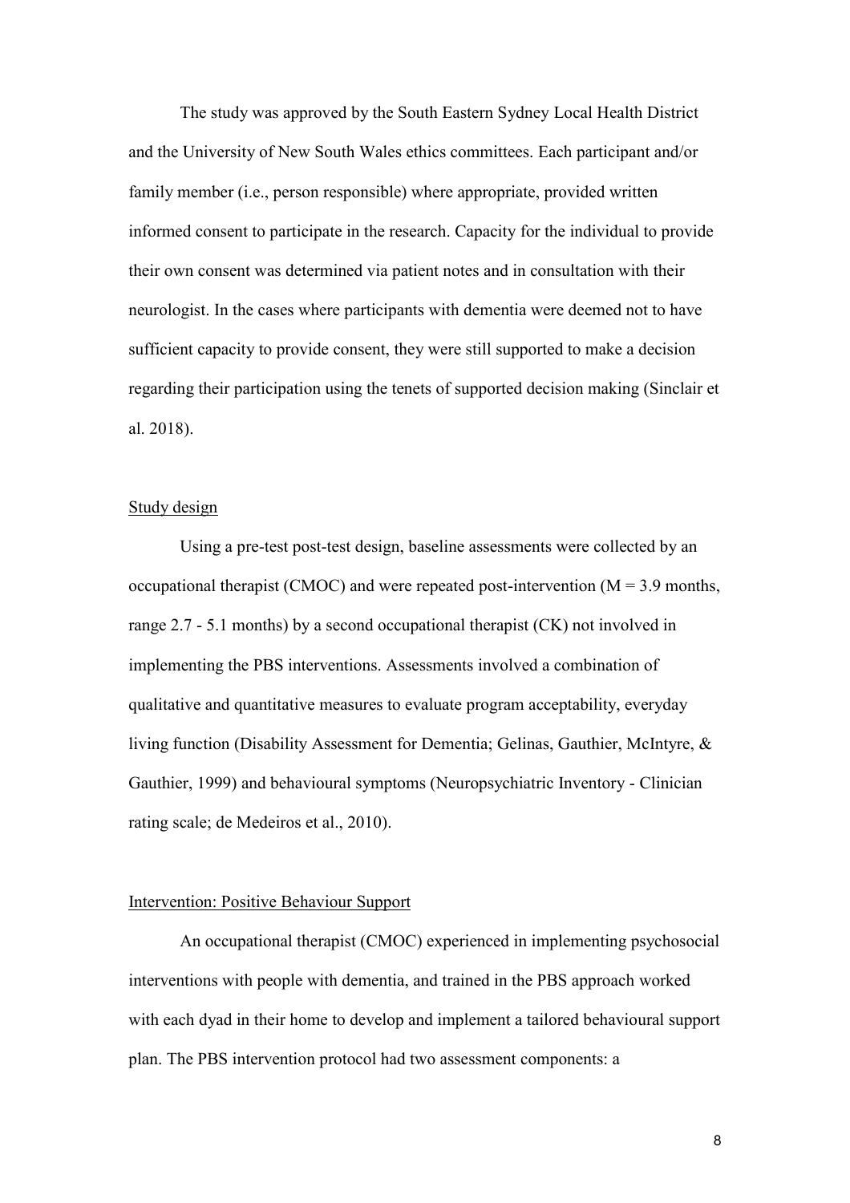The study was approved by the South Eastern Sydney Local Health District and the University of New South Wales ethics committees. Each participant and/or family member (i.e., person responsible) where appropriate, provided written informed consent to participate in the research. Capacity for the individual to provide their own consent was determined via patient notes and in consultation with their neurologist. In the cases where participants with dementia were deemed not to have sufficient capacity to provide consent, they were still supported to make a decision regarding their participation using the tenets of supported decision making (Sinclair et al. 2018).

## Study design

Using a pre-test post-test design, baseline assessments were collected by an occupational therapist (CMOC) and were repeated post-intervention (M = 3.9 months, range 2.7 - 5.1 months) by a second occupational therapist (CK) not involved in implementing the PBS interventions. Assessments involved a combination of qualitative and quantitative measures to evaluate program acceptability, everyday living function (Disability Assessment for Dementia; Gelinas, Gauthier, McIntyre, & Gauthier, 1999) and behavioural symptoms (Neuropsychiatric Inventory - Clinician rating scale; de Medeiros et al., 2010).

## Intervention: Positive Behaviour Support

An occupational therapist (CMOC) experienced in implementing psychosocial interventions with people with dementia, and trained in the PBS approach worked with each dyad in their home to develop and implement a tailored behavioural support plan. The PBS intervention protocol had two assessment components: a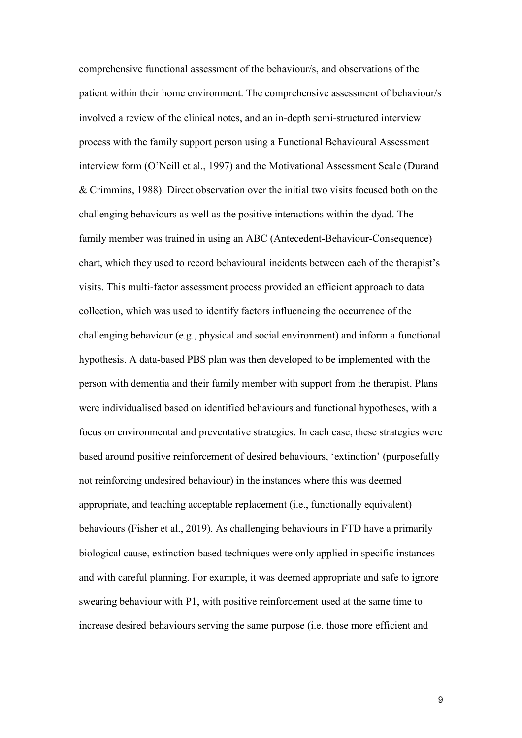comprehensive functional assessment of the behaviour/s, and observations of the patient within their home environment. The comprehensive assessment of behaviour/s involved a review of the clinical notes, and an in-depth semi-structured interview process with the family support person using a Functional Behavioural Assessment interview form (O'Neill et al., 1997) and the Motivational Assessment Scale (Durand & Crimmins, 1988). Direct observation over the initial two visits focused both on the challenging behaviours as well as the positive interactions within the dyad. The family member was trained in using an ABC (Antecedent-Behaviour-Consequence) chart, which they used to record behavioural incidents between each of the therapist's visits. This multi-factor assessment process provided an efficient approach to data collection, which was used to identify factors influencing the occurrence of the challenging behaviour (e.g., physical and social environment) and inform a functional hypothesis. A data-based PBS plan was then developed to be implemented with the person with dementia and their family member with support from the therapist. Plans were individualised based on identified behaviours and functional hypotheses, with a focus on environmental and preventative strategies. In each case, these strategies were based around positive reinforcement of desired behaviours, 'extinction' (purposefully not reinforcing undesired behaviour) in the instances where this was deemed appropriate, and teaching acceptable replacement (i.e., functionally equivalent) behaviours (Fisher et al., 2019). As challenging behaviours in FTD have a primarily biological cause, extinction-based techniques were only applied in specific instances and with careful planning. For example, it was deemed appropriate and safe to ignore swearing behaviour with P1, with positive reinforcement used at the same time to increase desired behaviours serving the same purpose (i.e. those more efficient and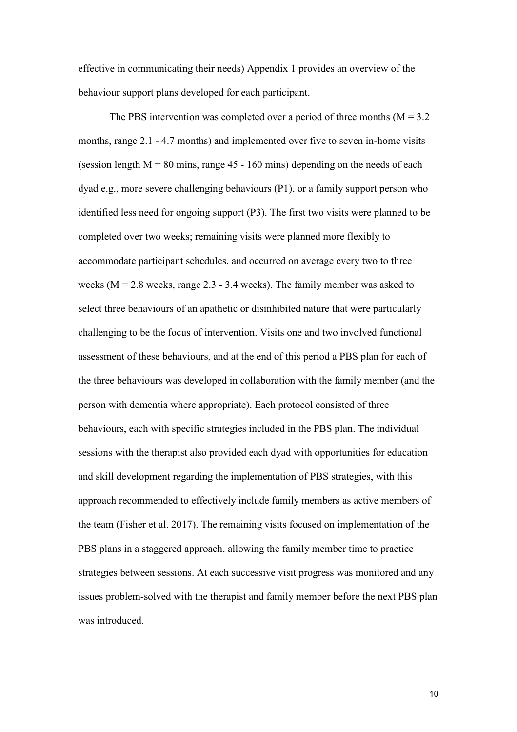effective in communicating their needs) Appendix 1 provides an overview of the behaviour support plans developed for each participant.

The PBS intervention was completed over a period of three months ($M = 3.2$ months, range 2.1 - 4.7 months) and implemented over five to seven in-home visits (session length $M = 80$ mins, range 45 - 160 mins) depending on the needs of each dyad e.g., more severe challenging behaviours (P1), or a family support person who identified less need for ongoing support (P3). The first two visits were planned to be completed over two weeks; remaining visits were planned more flexibly to accommodate participant schedules, and occurred on average every two to three weeks ($M = 2.8$ weeks, range 2.3 - 3.4 weeks). The family member was asked to select three behaviours of an apathetic or disinhibited nature that were particularly challenging to be the focus of intervention. Visits one and two involved functional assessment of these behaviours, and at the end of this period a PBS plan for each of the three behaviours was developed in collaboration with the family member (and the person with dementia where appropriate). Each protocol consisted of three behaviours, each with specific strategies included in the PBS plan. The individual sessions with the therapist also provided each dyad with opportunities for education and skill development regarding the implementation of PBS strategies, with this approach recommended to effectively include family members as active members of the team (Fisher et al. 2017). The remaining visits focused on implementation of the PBS plans in a staggered approach, allowing the family member time to practice strategies between sessions. At each successive visit progress was monitored and any issues problem-solved with the therapist and family member before the next PBS plan was introduced.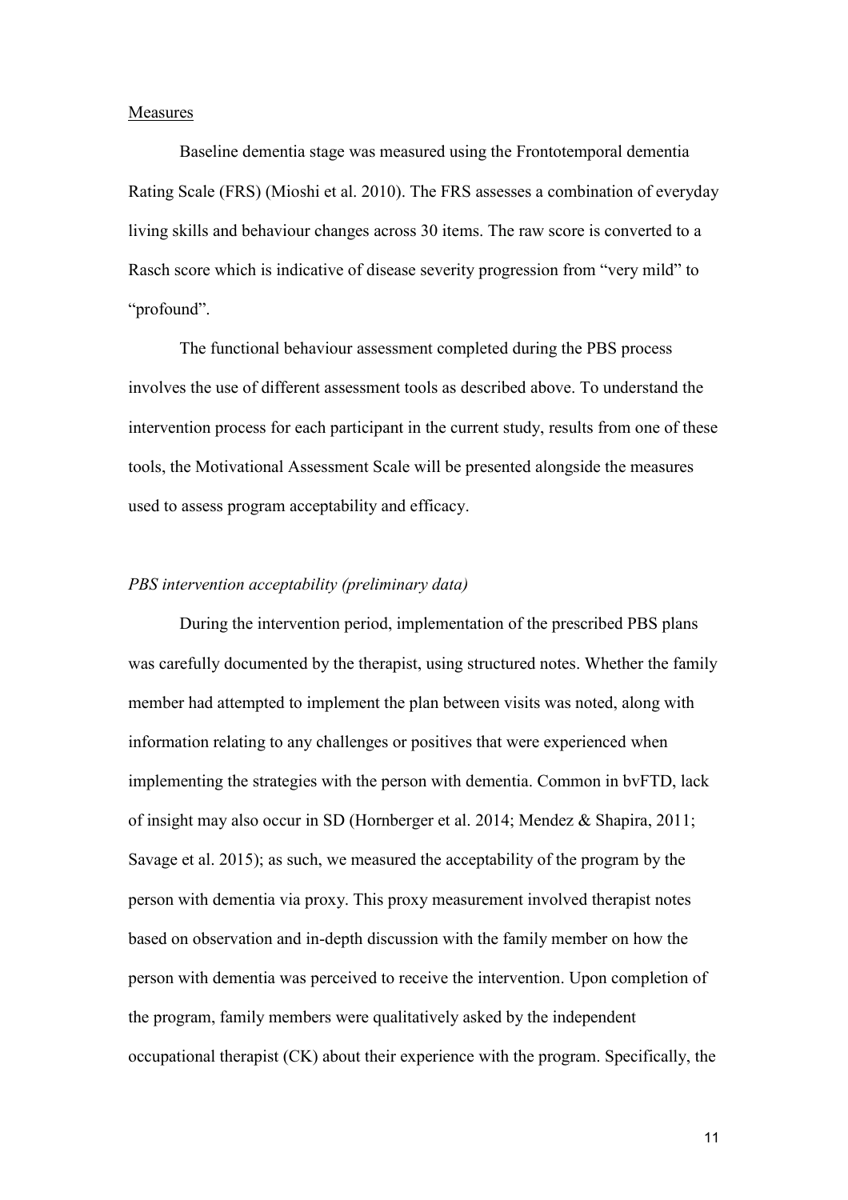Measures

Baseline dementia stage was measured using the Frontotemporal dementia Rating Scale (FRS) (Mioshi et al. 2010). The FRS assesses a combination of everyday living skills and behaviour changes across 30 items. The raw score is converted to a Rasch score which is indicative of disease severity progression from "very mild" to "profound".

The functional behaviour assessment completed during the PBS process involves the use of different assessment tools as described above. To understand the intervention process for each participant in the current study, results from one of these tools, the Motivational Assessment Scale will be presented alongside the measures used to assess program acceptability and efficacy.

*PBS intervention acceptability (preliminary data)*

During the intervention period, implementation of the prescribed PBS plans was carefully documented by the therapist, using structured notes. Whether the family member had attempted to implement the plan between visits was noted, along with information relating to any challenges or positives that were experienced when implementing the strategies with the person with dementia. Common in bvFTD, lack of insight may also occur in SD (Hornberger et al. 2014; Mendez & Shapira, 2011; Savage et al. 2015); as such, we measured the acceptability of the program by the person with dementia via proxy. This proxy measurement involved therapist notes based on observation and in-depth discussion with the family member on how the person with dementia was perceived to receive the intervention. Upon completion of the program, family members were qualitatively asked by the independent occupational therapist (CK) about their experience with the program. Specifically, the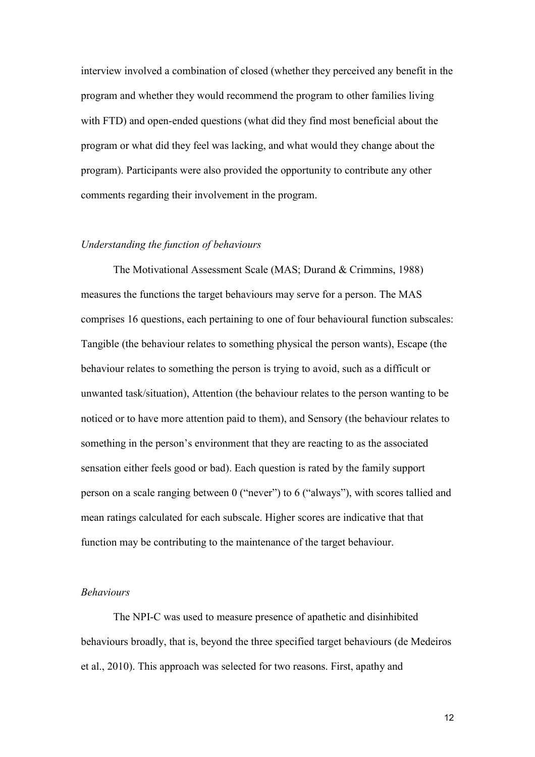interview involved a combination of closed (whether they perceived any benefit in the program and whether they would recommend the program to other families living with FTD) and open-ended questions (what did they find most beneficial about the program or what did they feel was lacking, and what would they change about the program). Participants were also provided the opportunity to contribute any other comments regarding their involvement in the program.

*Understanding the function of behaviours*

The Motivational Assessment Scale (MAS; Durand & Crimmins, 1988) measures the functions the target behaviours may serve for a person. The MAS comprises 16 questions, each pertaining to one of four behavioural function subscales: Tangible (the behaviour relates to something physical the person wants), Escape (the behaviour relates to something the person is trying to avoid, such as a difficult or unwanted task/situation), Attention (the behaviour relates to the person wanting to be noticed or to have more attention paid to them), and Sensory (the behaviour relates to something in the person's environment that they are reacting to as the associated sensation either feels good or bad). Each question is rated by the family support person on a scale ranging between 0 ("never") to 6 ("always"), with scores tallied and mean ratings calculated for each subscale. Higher scores are indicative that that function may be contributing to the maintenance of the target behaviour.

*Behaviours*

The NPI-C was used to measure presence of apathetic and disinhibited behaviours broadly, that is, beyond the three specified target behaviours (de Medeiros et al., 2010). This approach was selected for two reasons. First, apathy and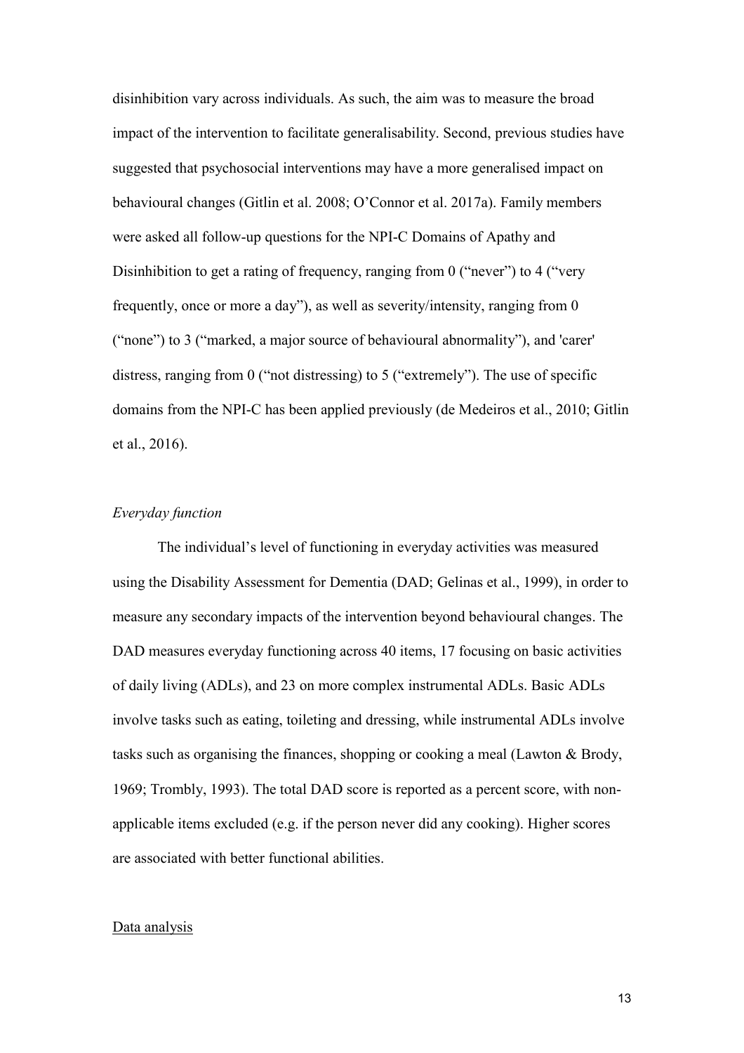disinhibition vary across individuals. As such, the aim was to measure the broad impact of the intervention to facilitate generalisability. Second, previous studies have suggested that psychosocial interventions may have a more generalised impact on behavioural changes (Gitlin et al. 2008; O'Connor et al. 2017a). Family members were asked all follow-up questions for the NPI-C Domains of Apathy and Disinhibition to get a rating of frequency, ranging from 0 ("never") to 4 ("very frequently, once or more a day"), as well as severity/intensity, ranging from 0 ("none") to 3 ("marked, a major source of behavioural abnormality"), and 'carer' distress, ranging from 0 ("not distressing) to 5 ("extremely"). The use of specific domains from the NPI-C has been applied previously (de Medeiros et al., 2010; Gitlin et al., 2016).

*Everyday function*

The individual's level of functioning in everyday activities was measured using the Disability Assessment for Dementia (DAD; Gelinas et al., 1999), in order to measure any secondary impacts of the intervention beyond behavioural changes. The DAD measures everyday functioning across 40 items, 17 focusing on basic activities of daily living (ADLs), and 23 on more complex instrumental ADLs. Basic ADLs involve tasks such as eating, toileting and dressing, while instrumental ADLs involve tasks such as organising the finances, shopping or cooking a meal (Lawton & Brody, 1969; Trombly, 1993). The total DAD score is reported as a percent score, with non-applicable items excluded (e.g. if the person never did any cooking). Higher scores are associated with better functional abilities.

<u>Data analysis</u>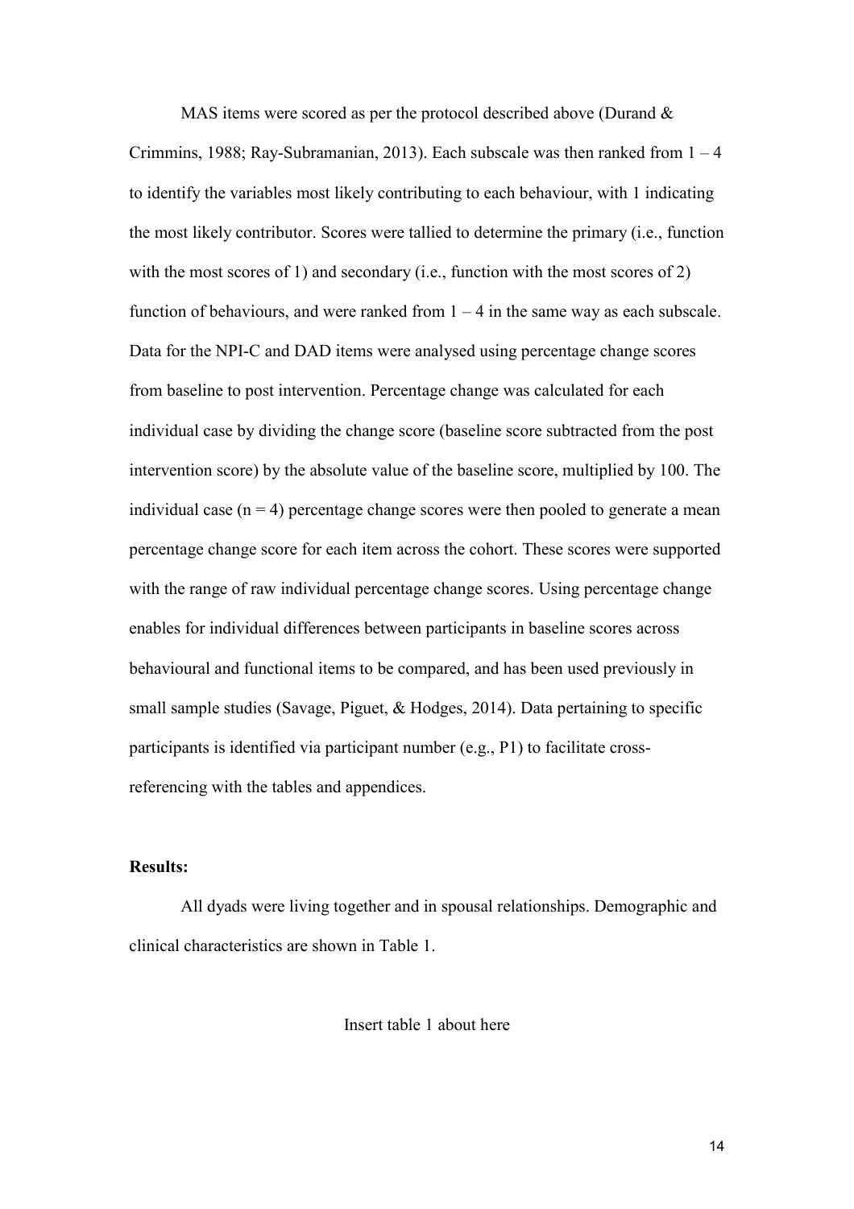MAS items were scored as per the protocol described above (Durand & Crimmins, 1988; Ray-Subramanian, 2013). Each subscale was then ranked from 1 – 4 to identify the variables most likely contributing to each behaviour, with 1 indicating the most likely contributor. Scores were tallied to determine the primary (i.e., function with the most scores of 1) and secondary (i.e., function with the most scores of 2) function of behaviours, and were ranked from 1 – 4 in the same way as each subscale. Data for the NPI-C and DAD items were analysed using percentage change scores from baseline to post intervention. Percentage change was calculated for each individual case by dividing the change score (baseline score subtracted from the post intervention score) by the absolute value of the baseline score, multiplied by 100. The individual case (n = 4) percentage change scores were then pooled to generate a mean percentage change score for each item across the cohort. These scores were supported with the range of raw individual percentage change scores. Using percentage change enables for individual differences between participants in baseline scores across behavioural and functional items to be compared, and has been used previously in small sample studies (Savage, Piguet, & Hodges, 2014). Data pertaining to specific participants is identified via participant number (e.g., P1) to facilitate cross-referencing with the tables and appendices.

**Results:**

All dyads were living together and in spousal relationships. Demographic and clinical characteristics are shown in Table 1.

Insert table 1 about here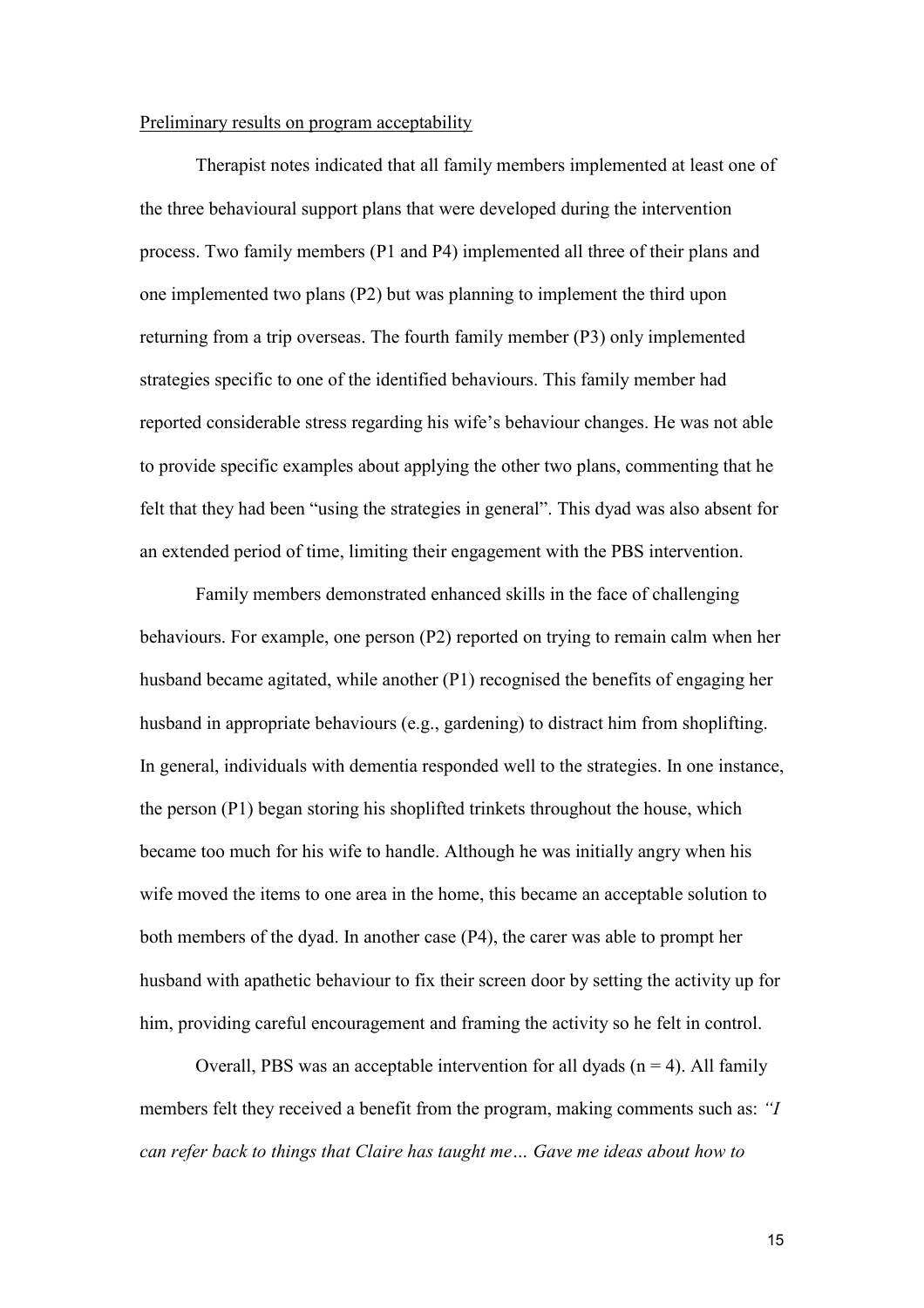Preliminary results on program acceptability

Therapist notes indicated that all family members implemented at least one of the three behavioural support plans that were developed during the intervention process. Two family members (P1 and P4) implemented all three of their plans and one implemented two plans (P2) but was planning to implement the third upon returning from a trip overseas. The fourth family member (P3) only implemented strategies specific to one of the identified behaviours. This family member had reported considerable stress regarding his wife's behaviour changes. He was not able to provide specific examples about applying the other two plans, commenting that he felt that they had been "using the strategies in general". This dyad was also absent for an extended period of time, limiting their engagement with the PBS intervention.

Family members demonstrated enhanced skills in the face of challenging behaviours. For example, one person (P2) reported on trying to remain calm when her husband became agitated, while another (P1) recognised the benefits of engaging her husband in appropriate behaviours (e.g., gardening) to distract him from shoplifting. In general, individuals with dementia responded well to the strategies. In one instance, the person (P1) began storing his shoplifted trinkets throughout the house, which became too much for his wife to handle. Although he was initially angry when his wife moved the items to one area in the home, this became an acceptable solution to both members of the dyad. In another case (P4), the carer was able to prompt her husband with apathetic behaviour to fix their screen door by setting the activity up for him, providing careful encouragement and framing the activity so he felt in control.

Overall, PBS was an acceptable intervention for all dyads (n = 4). All family members felt they received a benefit from the program, making comments such as: *"I can refer back to things that Claire has taught me… Gave me ideas about how to*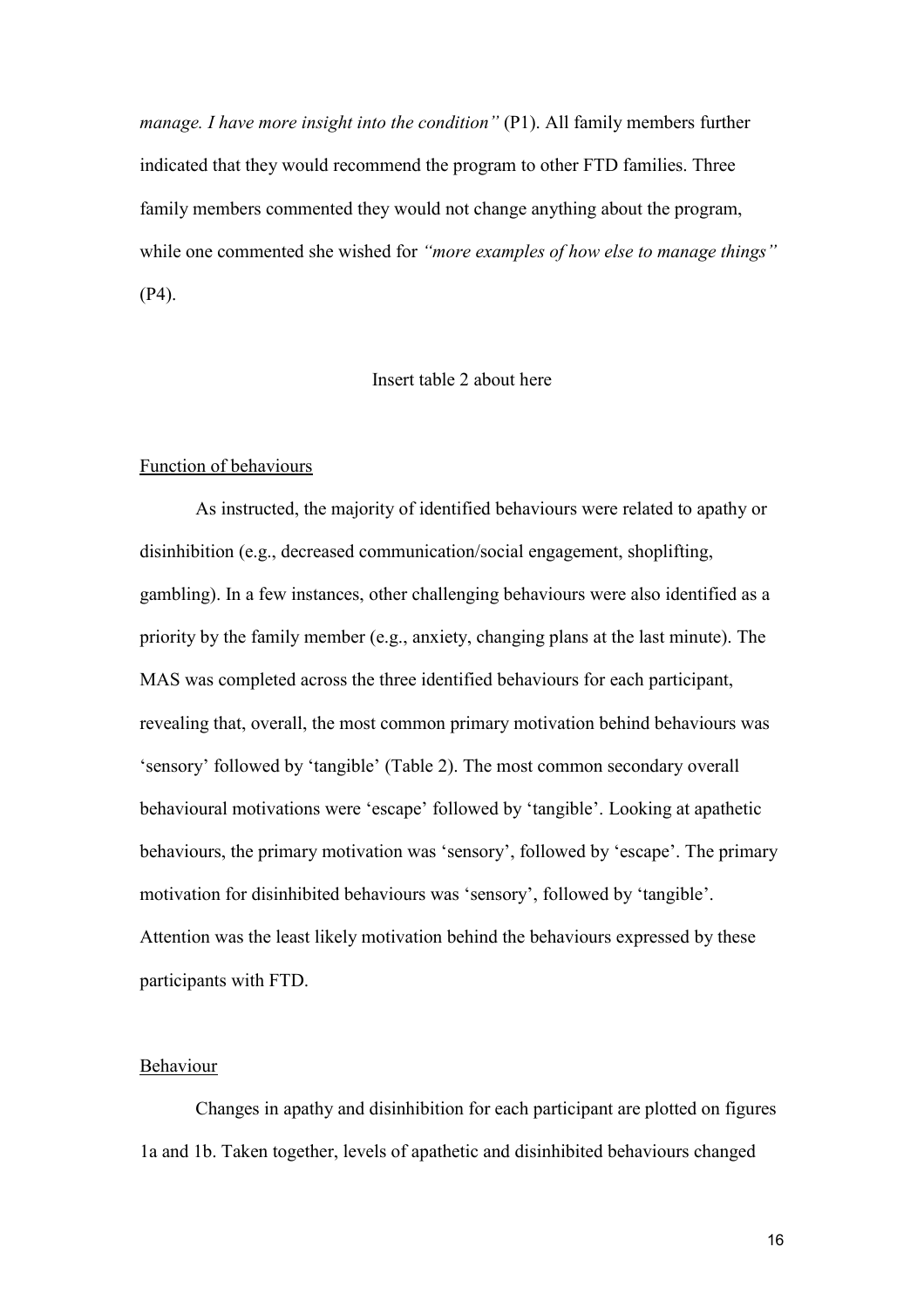*manage. I have more insight into the condition"* (P1). All family members further indicated that they would recommend the program to other FTD families. Three family members commented they would not change anything about the program, while one commented she wished for *"more examples of how else to manage things"* (P4).

Insert table 2 about here

Function of behaviours

As instructed, the majority of identified behaviours were related to apathy or disinhibition (e.g., decreased communication/social engagement, shoplifting, gambling). In a few instances, other challenging behaviours were also identified as a priority by the family member (e.g., anxiety, changing plans at the last minute). The MAS was completed across the three identified behaviours for each participant, revealing that, overall, the most common primary motivation behind behaviours was 'sensory' followed by 'tangible' (Table 2). The most common secondary overall behavioural motivations were 'escape' followed by 'tangible'. Looking at apathetic behaviours, the primary motivation was 'sensory', followed by 'escape'. The primary motivation for disinhibited behaviours was 'sensory', followed by 'tangible'. Attention was the least likely motivation behind the behaviours expressed by these participants with FTD.

Behaviour

Changes in apathy and disinhibition for each participant are plotted on figures 1a and 1b. Taken together, levels of apathetic and disinhibited behaviours changed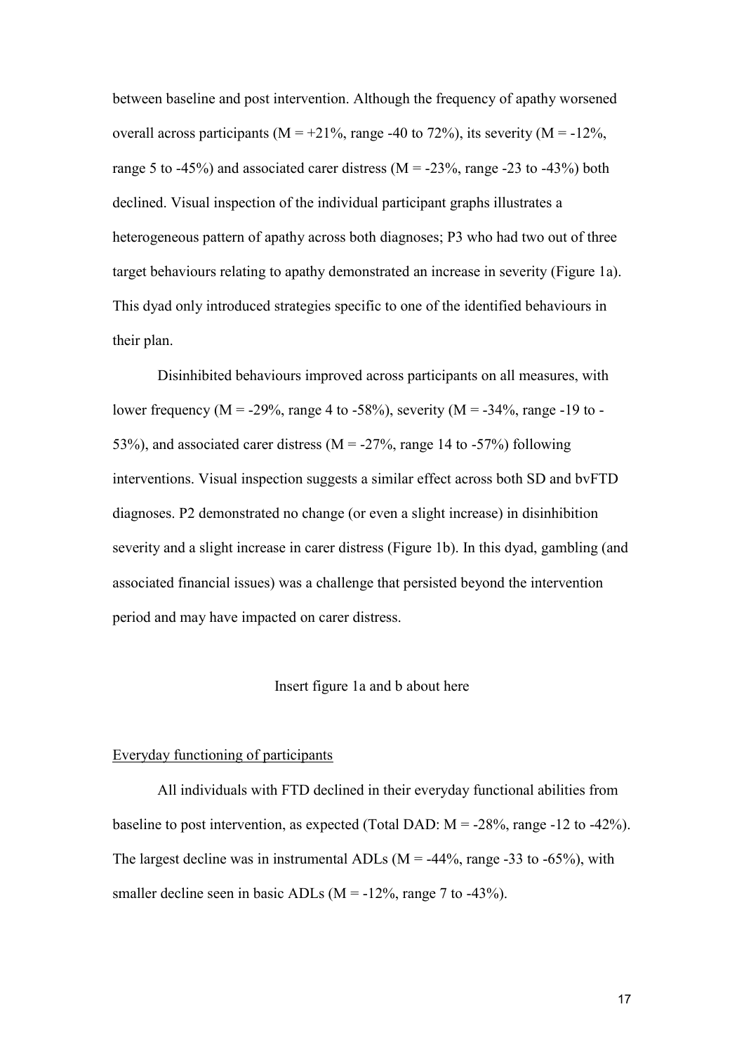between baseline and post intervention. Although the frequency of apathy worsened overall across participants (M = +21%, range -40 to 72%), its severity (M = -12%, range 5 to -45%) and associated carer distress (M = -23%, range -23 to -43%) both declined. Visual inspection of the individual participant graphs illustrates a heterogeneous pattern of apathy across both diagnoses; P3 who had two out of three target behaviours relating to apathy demonstrated an increase in severity (Figure 1a). This dyad only introduced strategies specific to one of the identified behaviours in their plan.

Disinhibited behaviours improved across participants on all measures, with lower frequency (M = -29%, range 4 to -58%), severity (M = -34%, range -19 to -53%), and associated carer distress (M = -27%, range 14 to -57%) following interventions. Visual inspection suggests a similar effect across both SD and bvFTD diagnoses. P2 demonstrated no change (or even a slight increase) in disinhibition severity and a slight increase in carer distress (Figure 1b). In this dyad, gambling (and associated financial issues) was a challenge that persisted beyond the intervention period and may have impacted on carer distress.

Insert figure 1a and b about here

<u>Everyday functioning of participants</u>

All individuals with FTD declined in their everyday functional abilities from baseline to post intervention, as expected (Total DAD: M = -28%, range -12 to -42%). The largest decline was in instrumental ADLs (M = -44%, range -33 to -65%), with smaller decline seen in basic ADLs (M = -12%, range 7 to -43%).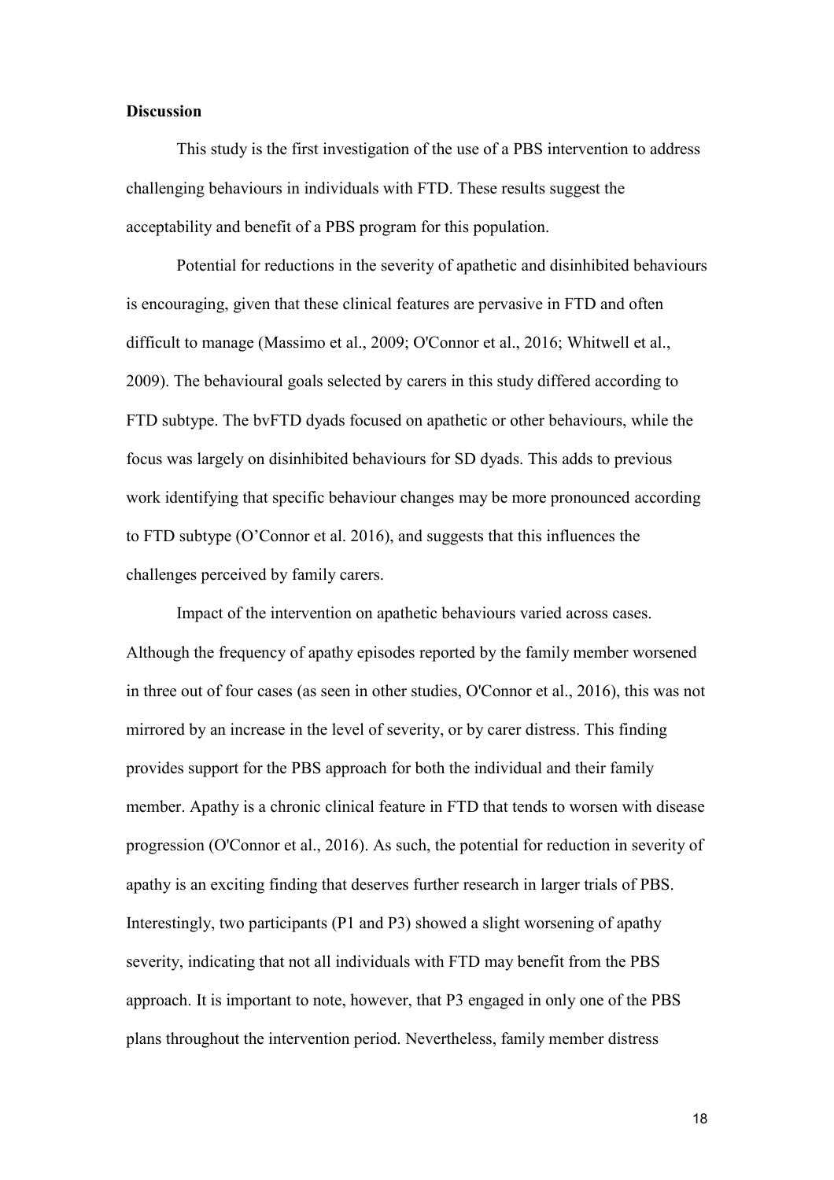**Discussion**

This study is the first investigation of the use of a PBS intervention to address challenging behaviours in individuals with FTD. These results suggest the acceptability and benefit of a PBS program for this population.

Potential for reductions in the severity of apathetic and disinhibited behaviours is encouraging, given that these clinical features are pervasive in FTD and often difficult to manage (Massimo et al., 2009; O'Connor et al., 2016; Whitwell et al., 2009). The behavioural goals selected by carers in this study differed according to FTD subtype. The bvFTD dyads focused on apathetic or other behaviours, while the focus was largely on disinhibited behaviours for SD dyads. This adds to previous work identifying that specific behaviour changes may be more pronounced according to FTD subtype (O'Connor et al. 2016), and suggests that this influences the challenges perceived by family carers.

Impact of the intervention on apathetic behaviours varied across cases. Although the frequency of apathy episodes reported by the family member worsened in three out of four cases (as seen in other studies, O'Connor et al., 2016), this was not mirrored by an increase in the level of severity, or by carer distress. This finding provides support for the PBS approach for both the individual and their family member. Apathy is a chronic clinical feature in FTD that tends to worsen with disease progression (O'Connor et al., 2016). As such, the potential for reduction in severity of apathy is an exciting finding that deserves further research in larger trials of PBS. Interestingly, two participants (P1 and P3) showed a slight worsening of apathy severity, indicating that not all individuals with FTD may benefit from the PBS approach. It is important to note, however, that P3 engaged in only one of the PBS plans throughout the intervention period. Nevertheless, family member distress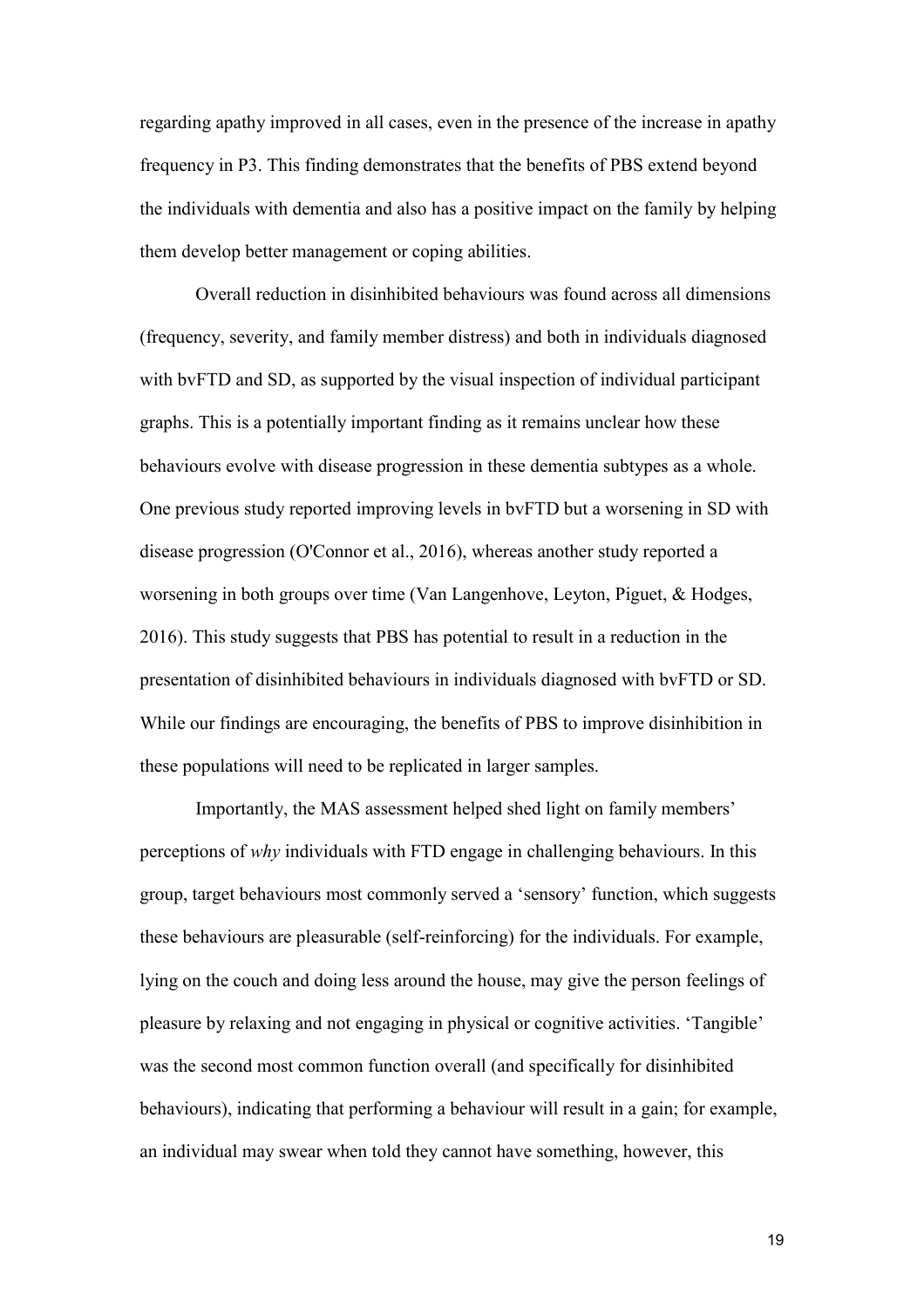regarding apathy improved in all cases, even in the presence of the increase in apathy frequency in P3. This finding demonstrates that the benefits of PBS extend beyond the individuals with dementia and also has a positive impact on the family by helping them develop better management or coping abilities.

Overall reduction in disinhibited behaviours was found across all dimensions (frequency, severity, and family member distress) and both in individuals diagnosed with bvFTD and SD, as supported by the visual inspection of individual participant graphs. This is a potentially important finding as it remains unclear how these behaviours evolve with disease progression in these dementia subtypes as a whole. One previous study reported improving levels in bvFTD but a worsening in SD with disease progression (O'Connor et al., 2016), whereas another study reported a worsening in both groups over time (Van Langenhove, Leyton, Piguet, & Hodges, 2016). This study suggests that PBS has potential to result in a reduction in the presentation of disinhibited behaviours in individuals diagnosed with bvFTD or SD. While our findings are encouraging, the benefits of PBS to improve disinhibition in these populations will need to be replicated in larger samples.

Importantly, the MAS assessment helped shed light on family members' perceptions of *why* individuals with FTD engage in challenging behaviours. In this group, target behaviours most commonly served a 'sensory' function, which suggests these behaviours are pleasurable (self-reinforcing) for the individuals. For example, lying on the couch and doing less around the house, may give the person feelings of pleasure by relaxing and not engaging in physical or cognitive activities. 'Tangible' was the second most common function overall (and specifically for disinhibited behaviours), indicating that performing a behaviour will result in a gain; for example, an individual may swear when told they cannot have something, however, this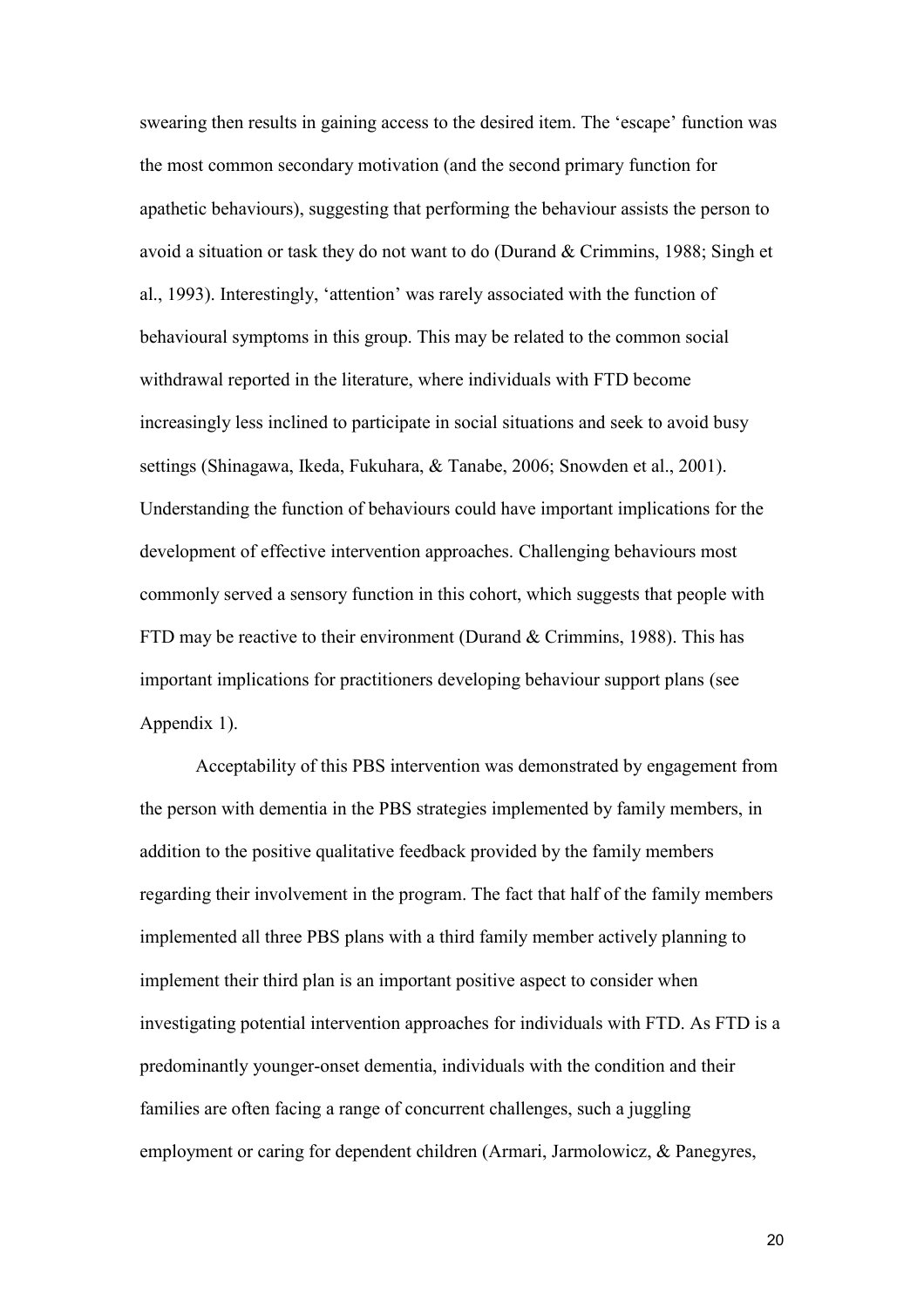swearing then results in gaining access to the desired item. The 'escape' function was the most common secondary motivation (and the second primary function for apathetic behaviours), suggesting that performing the behaviour assists the person to avoid a situation or task they do not want to do (Durand & Crimmins, 1988; Singh et al., 1993). Interestingly, 'attention' was rarely associated with the function of behavioural symptoms in this group. This may be related to the common social withdrawal reported in the literature, where individuals with FTD become increasingly less inclined to participate in social situations and seek to avoid busy settings (Shinagawa, Ikeda, Fukuhara, & Tanabe, 2006; Snowden et al., 2001). Understanding the function of behaviours could have important implications for the development of effective intervention approaches. Challenging behaviours most commonly served a sensory function in this cohort, which suggests that people with FTD may be reactive to their environment (Durand & Crimmins, 1988). This has important implications for practitioners developing behaviour support plans (see Appendix 1).

Acceptability of this PBS intervention was demonstrated by engagement from the person with dementia in the PBS strategies implemented by family members, in addition to the positive qualitative feedback provided by the family members regarding their involvement in the program. The fact that half of the family members implemented all three PBS plans with a third family member actively planning to implement their third plan is an important positive aspect to consider when investigating potential intervention approaches for individuals with FTD. As FTD is a predominantly younger-onset dementia, individuals with the condition and their families are often facing a range of concurrent challenges, such a juggling employment or caring for dependent children (Armari, Jarmolowicz, & Panegyres,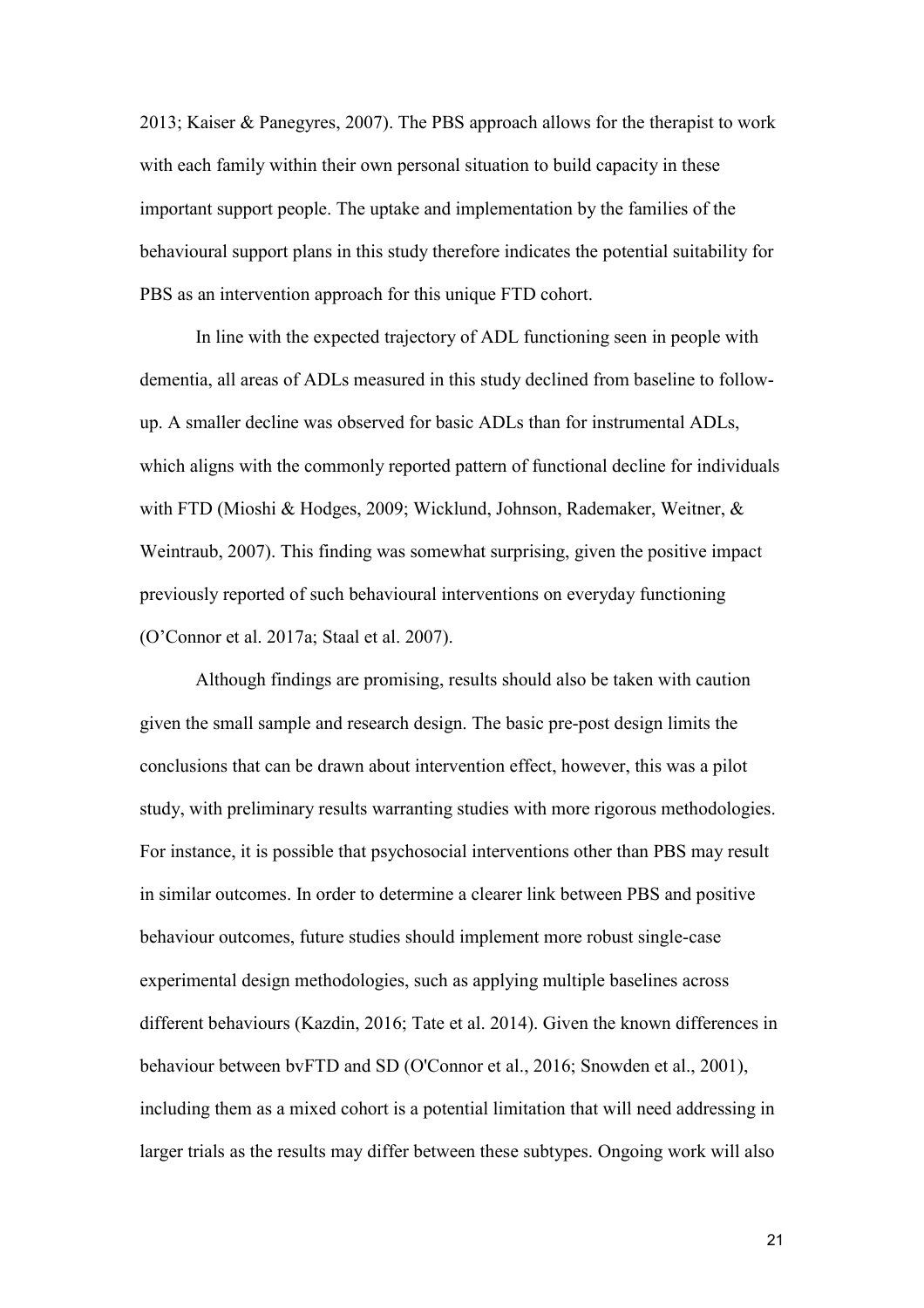2013; Kaiser & Panegyres, 2007). The PBS approach allows for the therapist to work with each family within their own personal situation to build capacity in these important support people. The uptake and implementation by the families of the behavioural support plans in this study therefore indicates the potential suitability for PBS as an intervention approach for this unique FTD cohort.

In line with the expected trajectory of ADL functioning seen in people with dementia, all areas of ADLs measured in this study declined from baseline to follow-up. A smaller decline was observed for basic ADLs than for instrumental ADLs, which aligns with the commonly reported pattern of functional decline for individuals with FTD (Mioshi & Hodges, 2009; Wicklund, Johnson, Rademaker, Weitner, & Weintraub, 2007). This finding was somewhat surprising, given the positive impact previously reported of such behavioural interventions on everyday functioning (O'Connor et al. 2017a; Staal et al. 2007).

Although findings are promising, results should also be taken with caution given the small sample and research design. The basic pre-post design limits the conclusions that can be drawn about intervention effect, however, this was a pilot study, with preliminary results warranting studies with more rigorous methodologies. For instance, it is possible that psychosocial interventions other than PBS may result in similar outcomes. In order to determine a clearer link between PBS and positive behaviour outcomes, future studies should implement more robust single-case experimental design methodologies, such as applying multiple baselines across different behaviours (Kazdin, 2016; Tate et al. 2014). Given the known differences in behaviour between bvFTD and SD (O'Connor et al., 2016; Snowden et al., 2001), including them as a mixed cohort is a potential limitation that will need addressing in larger trials as the results may differ between these subtypes. Ongoing work will also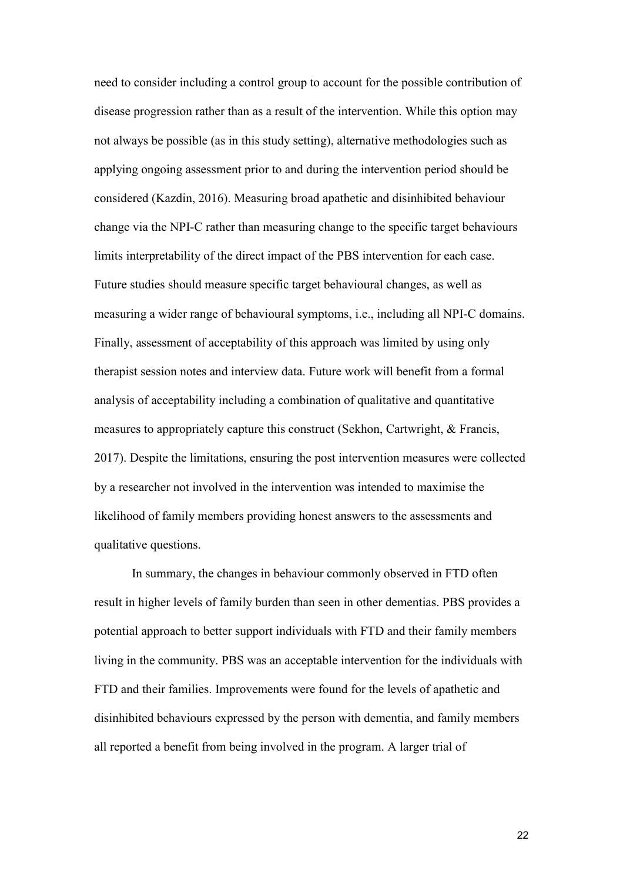need to consider including a control group to account for the possible contribution of disease progression rather than as a result of the intervention. While this option may not always be possible (as in this study setting), alternative methodologies such as applying ongoing assessment prior to and during the intervention period should be considered (Kazdin, 2016). Measuring broad apathetic and disinhibited behaviour change via the NPI-C rather than measuring change to the specific target behaviours limits interpretability of the direct impact of the PBS intervention for each case. Future studies should measure specific target behavioural changes, as well as measuring a wider range of behavioural symptoms, i.e., including all NPI-C domains. Finally, assessment of acceptability of this approach was limited by using only therapist session notes and interview data. Future work will benefit from a formal analysis of acceptability including a combination of qualitative and quantitative measures to appropriately capture this construct (Sekhon, Cartwright, & Francis, 2017). Despite the limitations, ensuring the post intervention measures were collected by a researcher not involved in the intervention was intended to maximise the likelihood of family members providing honest answers to the assessments and qualitative questions.

In summary, the changes in behaviour commonly observed in FTD often result in higher levels of family burden than seen in other dementias. PBS provides a potential approach to better support individuals with FTD and their family members living in the community. PBS was an acceptable intervention for the individuals with FTD and their families. Improvements were found for the levels of apathetic and disinhibited behaviours expressed by the person with dementia, and family members all reported a benefit from being involved in the program. A larger trial of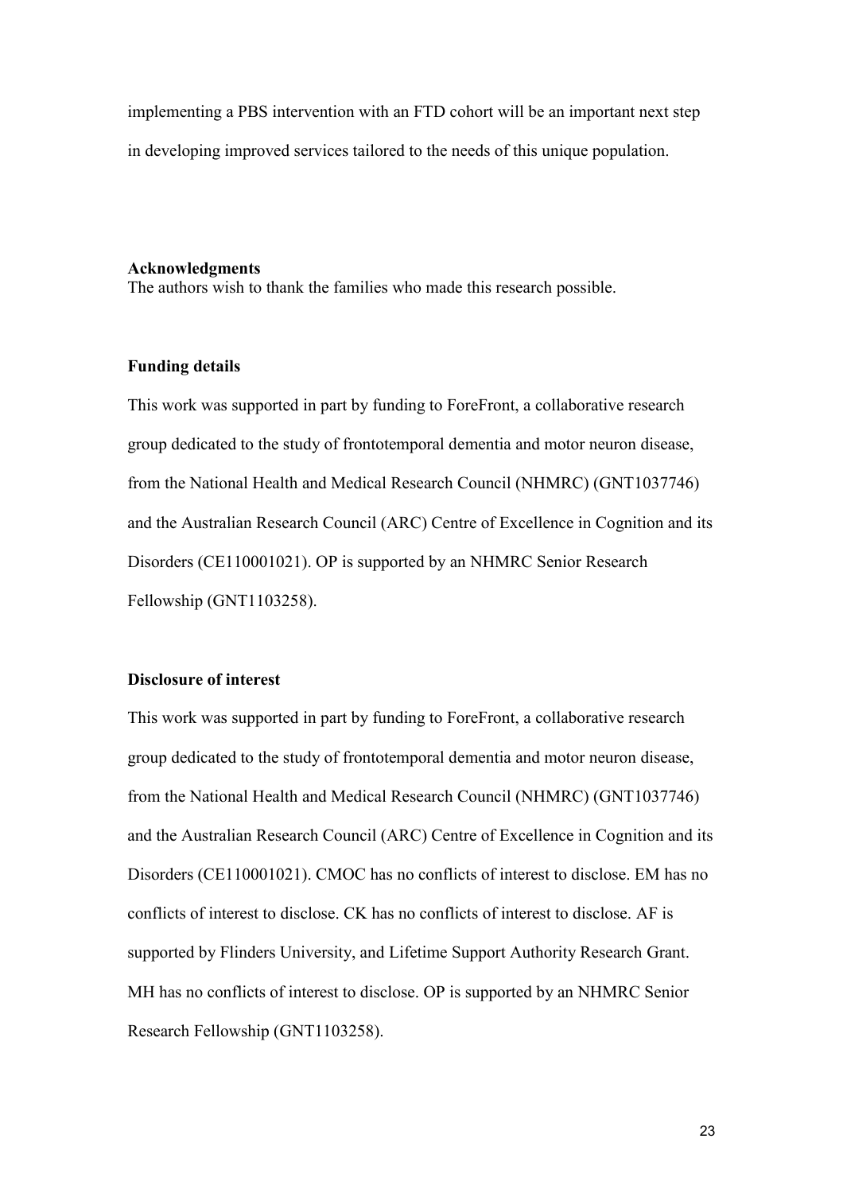implementing a PBS intervention with an FTD cohort will be an important next step in developing improved services tailored to the needs of this unique population.

## Acknowledgments

The authors wish to thank the families who made this research possible.

## Funding details

This work was supported in part by funding to ForeFront, a collaborative research group dedicated to the study of frontotemporal dementia and motor neuron disease, from the National Health and Medical Research Council (NHMRC) (GNT1037746) and the Australian Research Council (ARC) Centre of Excellence in Cognition and its Disorders (CE110001021). OP is supported by an NHMRC Senior Research Fellowship (GNT1103258).

## Disclosure of interest

This work was supported in part by funding to ForeFront, a collaborative research group dedicated to the study of frontotemporal dementia and motor neuron disease, from the National Health and Medical Research Council (NHMRC) (GNT1037746) and the Australian Research Council (ARC) Centre of Excellence in Cognition and its Disorders (CE110001021). CMOC has no conflicts of interest to disclose. EM has no conflicts of interest to disclose. CK has no conflicts of interest to disclose. AF is supported by Flinders University, and Lifetime Support Authority Research Grant. MH has no conflicts of interest to disclose. OP is supported by an NHMRC Senior Research Fellowship (GNT1103258).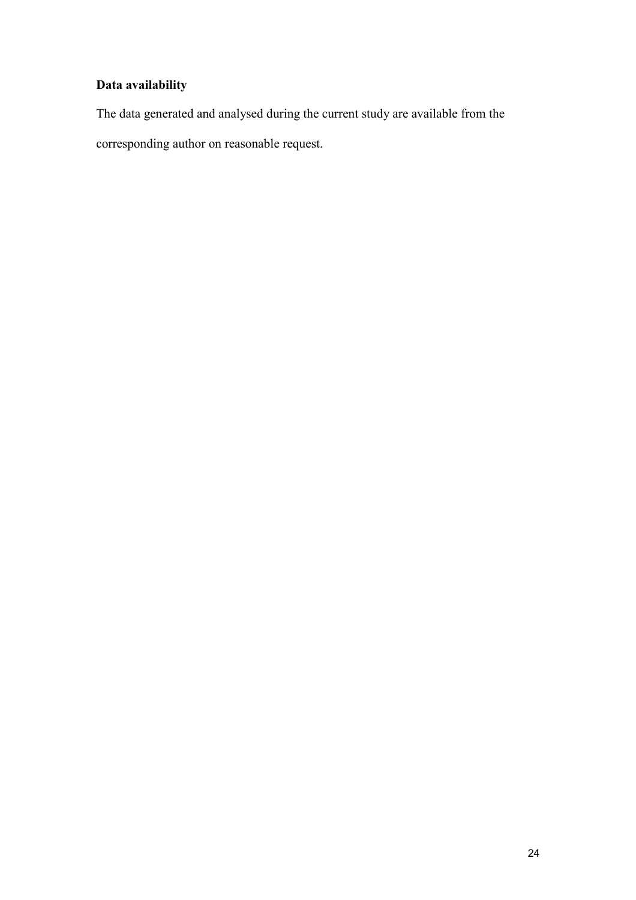**Data availability**

The data generated and analysed during the current study are available from the corresponding author on reasonable request.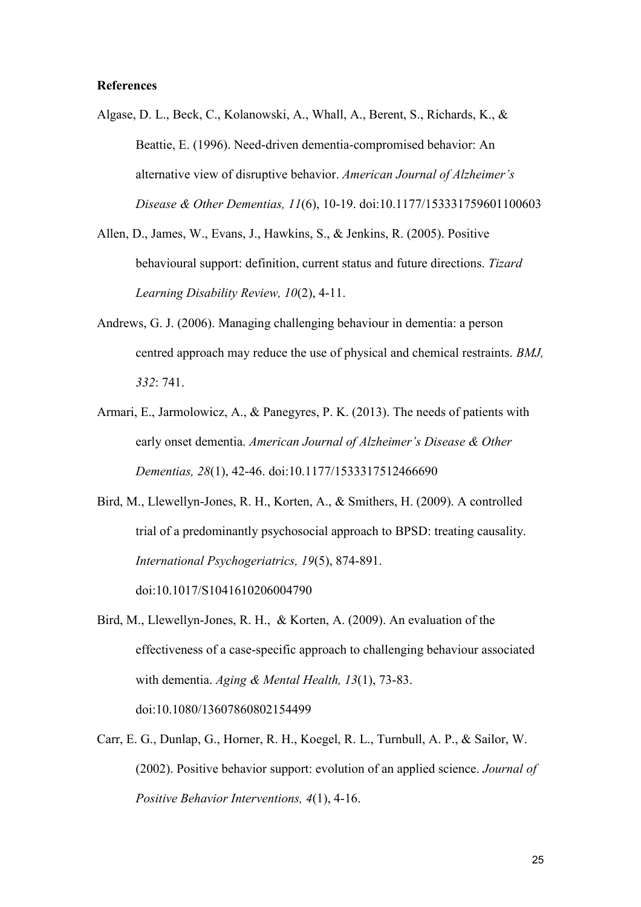**References**

Algase, D. L., Beck, C., Kolanowski, A., Whall, A., Berent, S., Richards, K., & Beattie, E. (1996). Need-driven dementia-compromised behavior: An alternative view of disruptive behavior. *American Journal of Alzheimer's Disease & Other Dementias, 11*(6), 10-19. doi:10.1177/153331759601100603

Allen, D., James, W., Evans, J., Hawkins, S., & Jenkins, R. (2005). Positive behavioural support: definition, current status and future directions. *Tizard Learning Disability Review, 10*(2), 4-11.

Andrews, G. J. (2006). Managing challenging behaviour in dementia: a person centred approach may reduce the use of physical and chemical restraints. *BMJ, 332*: 741.

Armari, E., Jarmolowicz, A., & Panegyres, P. K. (2013). The needs of patients with early onset dementia. *American Journal of Alzheimer's Disease & Other Dementias, 28*(1), 42-46. doi:10.1177/1533317512466690

Bird, M., Llewellyn-Jones, R. H., Korten, A., & Smithers, H. (2009). A controlled trial of a predominantly psychosocial approach to BPSD: treating causality. *International Psychogeriatrics, 19*(5), 874-891. doi:10.1017/S1041610206004790

Bird, M., Llewellyn-Jones, R. H., & Korten, A. (2009). An evaluation of the effectiveness of a case-specific approach to challenging behaviour associated with dementia. *Aging & Mental Health, 13*(1), 73-83. doi:10.1080/13607860802154499

Carr, E. G., Dunlap, G., Horner, R. H., Koegel, R. L., Turnbull, A. P., & Sailor, W. (2002). Positive behavior support: evolution of an applied science. *Journal of Positive Behavior Interventions, 4*(1), 4-16.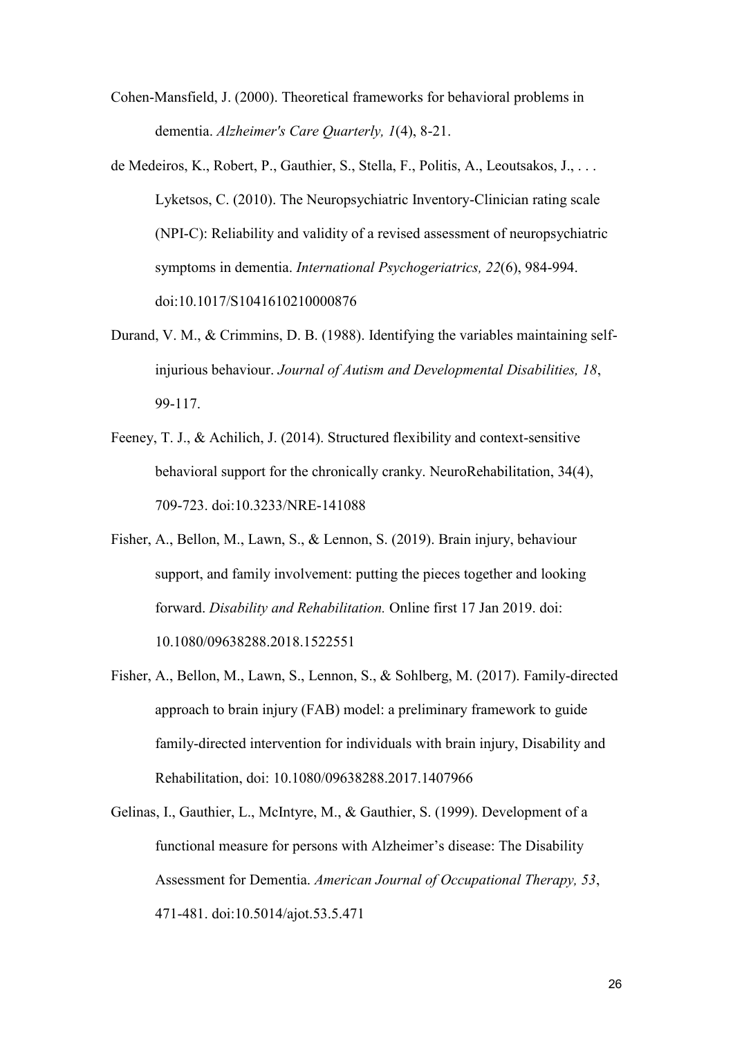Cohen-Mansfield, J. (2000). Theoretical frameworks for behavioral problems in dementia. *Alzheimer's Care Quarterly, 1*(4), 8-21.

de Medeiros, K., Robert, P., Gauthier, S., Stella, F., Politis, A., Leoutsakos, J., . . . Lyketsos, C. (2010). The Neuropsychiatric Inventory-Clinician rating scale (NPI-C): Reliability and validity of a revised assessment of neuropsychiatric symptoms in dementia. *International Psychogeriatrics, 22*(6), 984-994. doi:10.1017/S1041610210000876

Durand, V. M., & Crimmins, D. B. (1988). Identifying the variables maintaining self-injurious behaviour. *Journal of Autism and Developmental Disabilities, 18*, 99-117.

Feeney, T. J., & Achilich, J. (2014). Structured flexibility and context-sensitive behavioral support for the chronically cranky. NeuroRehabilitation, 34(4), 709-723. doi:10.3233/NRE-141088

Fisher, A., Bellon, M., Lawn, S., & Lennon, S. (2019). Brain injury, behaviour support, and family involvement: putting the pieces together and looking forward. *Disability and Rehabilitation.* Online first 17 Jan 2019. doi: 10.1080/09638288.2018.1522551

Fisher, A., Bellon, M., Lawn, S., Lennon, S., & Sohlberg, M. (2017). Family-directed approach to brain injury (FAB) model: a preliminary framework to guide family-directed intervention for individuals with brain injury, Disability and Rehabilitation, doi: 10.1080/09638288.2017.1407966

Gelinas, I., Gauthier, L., McIntyre, M., & Gauthier, S. (1999). Development of a functional measure for persons with Alzheimer's disease: The Disability Assessment for Dementia. *American Journal of Occupational Therapy, 53*, 471-481. doi:10.5014/ajot.53.5.471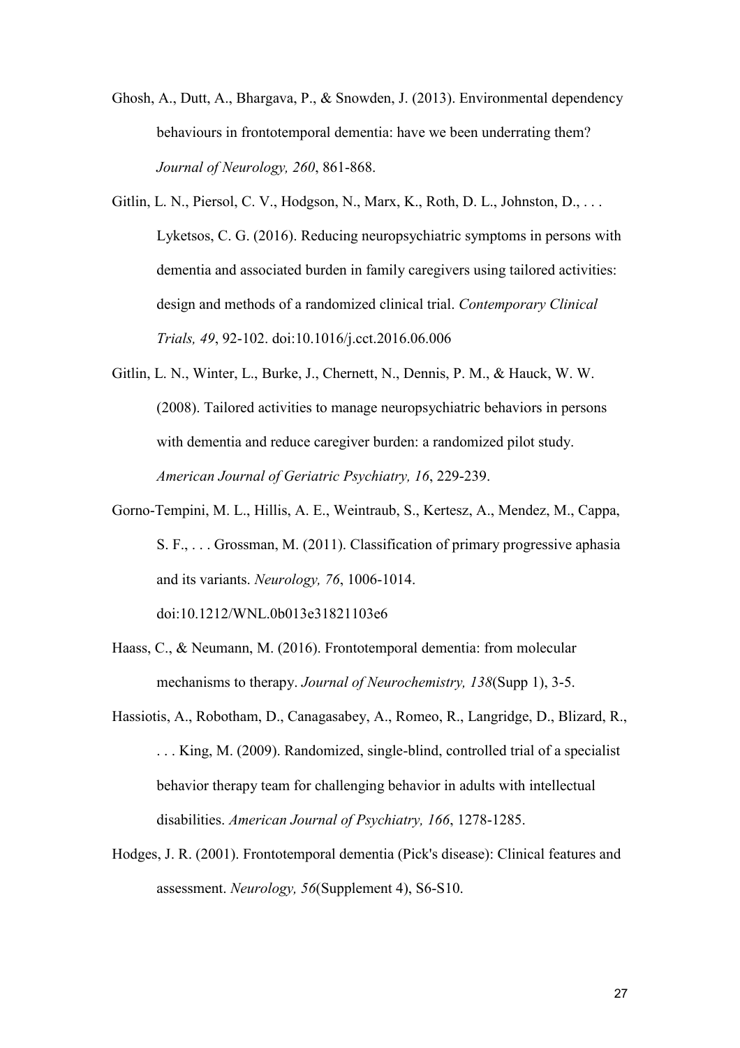Ghosh, A., Dutt, A., Bhargava, P., & Snowden, J. (2013). Environmental dependency behaviours in frontotemporal dementia: have we been underrating them? *Journal of Neurology, 260*, 861-868.

Gitlin, L. N., Piersol, C. V., Hodgson, N., Marx, K., Roth, D. L., Johnston, D., . . . Lyketsos, C. G. (2016). Reducing neuropsychiatric symptoms in persons with dementia and associated burden in family caregivers using tailored activities: design and methods of a randomized clinical trial. *Contemporary Clinical Trials, 49*, 92-102. doi:10.1016/j.cct.2016.06.006

Gitlin, L. N., Winter, L., Burke, J., Chernett, N., Dennis, P. M., & Hauck, W. W. (2008). Tailored activities to manage neuropsychiatric behaviors in persons with dementia and reduce caregiver burden: a randomized pilot study. *American Journal of Geriatric Psychiatry, 16*, 229-239.

Gorno-Tempini, M. L., Hillis, A. E., Weintraub, S., Kertesz, A., Mendez, M., Cappa, S. F., . . . Grossman, M. (2011). Classification of primary progressive aphasia and its variants. *Neurology, 76*, 1006-1014. doi:10.1212/WNL.0b013e31821103e6

Haass, C., & Neumann, M. (2016). Frontotemporal dementia: from molecular mechanisms to therapy. *Journal of Neurochemistry, 138*(Supp 1), 3-5.

Hassiotis, A., Robotham, D., Canagasabey, A., Romeo, R., Langridge, D., Blizard, R., . . . King, M. (2009). Randomized, single-blind, controlled trial of a specialist behavior therapy team for challenging behavior in adults with intellectual disabilities. *American Journal of Psychiatry, 166*, 1278-1285.

Hodges, J. R. (2001). Frontotemporal dementia (Pick's disease): Clinical features and assessment. *Neurology, 56*(Supplement 4), S6-S10.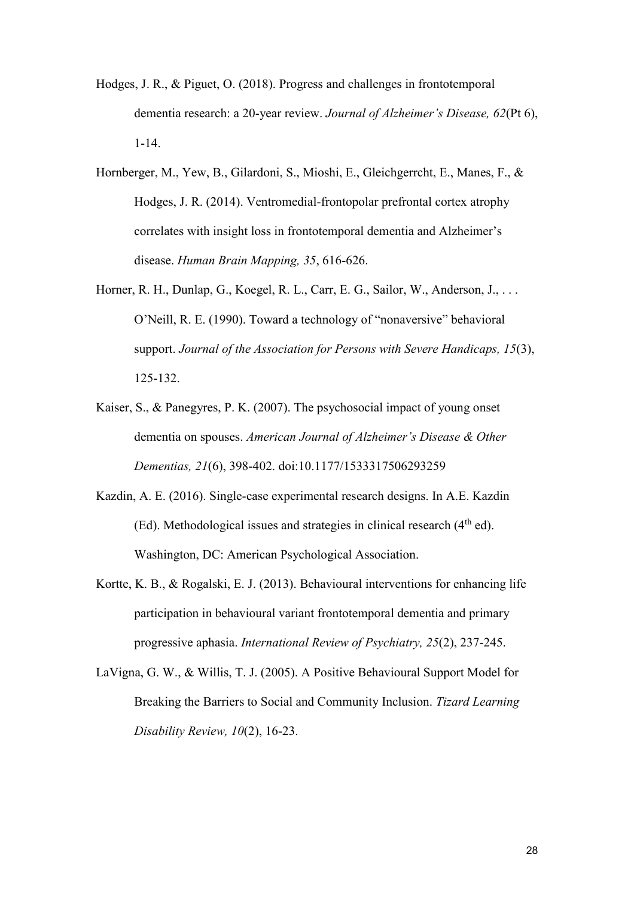Hodges, J. R., & Piguet, O. (2018). Progress and challenges in frontotemporal dementia research: a 20-year review. *Journal of Alzheimer's Disease, 62*(Pt 6), 1-14.

Hornberger, M., Yew, B., Gilardoni, S., Mioshi, E., Gleichgerrcht, E., Manes, F., & Hodges, J. R. (2014). Ventromedial-frontopolar prefrontal cortex atrophy correlates with insight loss in frontotemporal dementia and Alzheimer's disease. *Human Brain Mapping, 35*, 616-626.

Horner, R. H., Dunlap, G., Koegel, R. L., Carr, E. G., Sailor, W., Anderson, J., . . . O'Neill, R. E. (1990). Toward a technology of "nonaversive" behavioral support. *Journal of the Association for Persons with Severe Handicaps, 15*(3), 125-132.

Kaiser, S., & Panegyres, P. K. (2007). The psychosocial impact of young onset dementia on spouses. *American Journal of Alzheimer's Disease & Other Dementias, 21*(6), 398-402. doi:10.1177/1533317506293259

Kazdin, A. E. (2016). Single-case experimental research designs. In A.E. Kazdin (Ed). Methodological issues and strategies in clinical research (4th ed). Washington, DC: American Psychological Association.

Kortte, K. B., & Rogalski, E. J. (2013). Behavioural interventions for enhancing life participation in behavioural variant frontotemporal dementia and primary progressive aphasia. *International Review of Psychiatry, 25*(2), 237-245.

LaVigna, G. W., & Willis, T. J. (2005). A Positive Behavioural Support Model for Breaking the Barriers to Social and Community Inclusion. *Tizard Learning Disability Review, 10*(2), 16-23.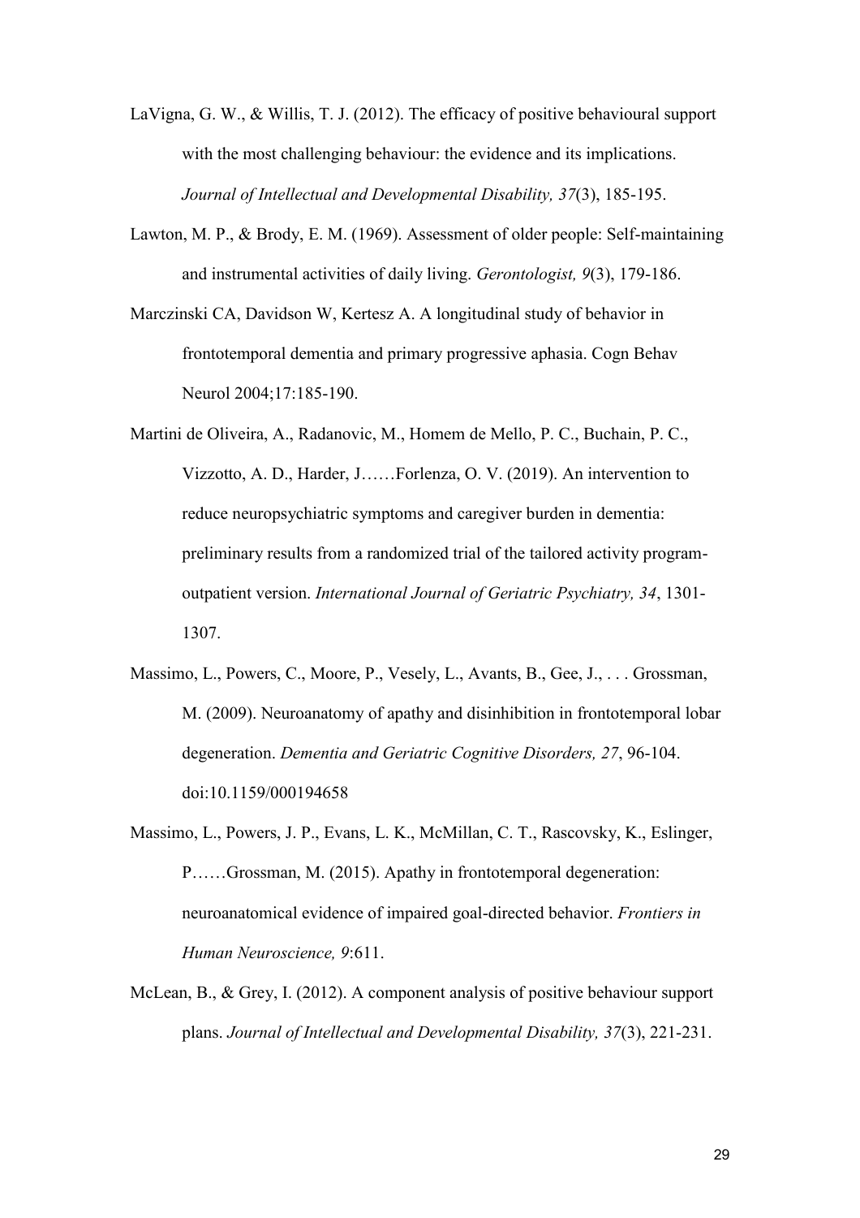LaVigna, G. W., & Willis, T. J. (2012). The efficacy of positive behavioural support with the most challenging behaviour: the evidence and its implications. *Journal of Intellectual and Developmental Disability, 37*(3), 185-195.

Lawton, M. P., & Brody, E. M. (1969). Assessment of older people: Self-maintaining and instrumental activities of daily living. *Gerontologist, 9*(3), 179-186.

Marczinski CA, Davidson W, Kertesz A. A longitudinal study of behavior in frontotemporal dementia and primary progressive aphasia. Cogn Behav Neurol 2004;17:185-190.

Martini de Oliveira, A., Radanovic, M., Homem de Mello, P. C., Buchain, P. C., Vizzotto, A. D., Harder, J……Forlenza, O. V. (2019). An intervention to reduce neuropsychiatric symptoms and caregiver burden in dementia: preliminary results from a randomized trial of the tailored activity program-outpatient version. *International Journal of Geriatric Psychiatry, 34*, 1301-1307.

Massimo, L., Powers, C., Moore, P., Vesely, L., Avants, B., Gee, J., . . . Grossman, M. (2009). Neuroanatomy of apathy and disinhibition in frontotemporal lobar degeneration. *Dementia and Geriatric Cognitive Disorders, 27*, 96-104. doi:10.1159/000194658

Massimo, L., Powers, J. P., Evans, L. K., McMillan, C. T., Rascovsky, K., Eslinger, P……Grossman, M. (2015). Apathy in frontotemporal degeneration: neuroanatomical evidence of impaired goal-directed behavior. *Frontiers in Human Neuroscience, 9*:611.

McLean, B., & Grey, I. (2012). A component analysis of positive behaviour support plans. *Journal of Intellectual and Developmental Disability, 37*(3), 221-231.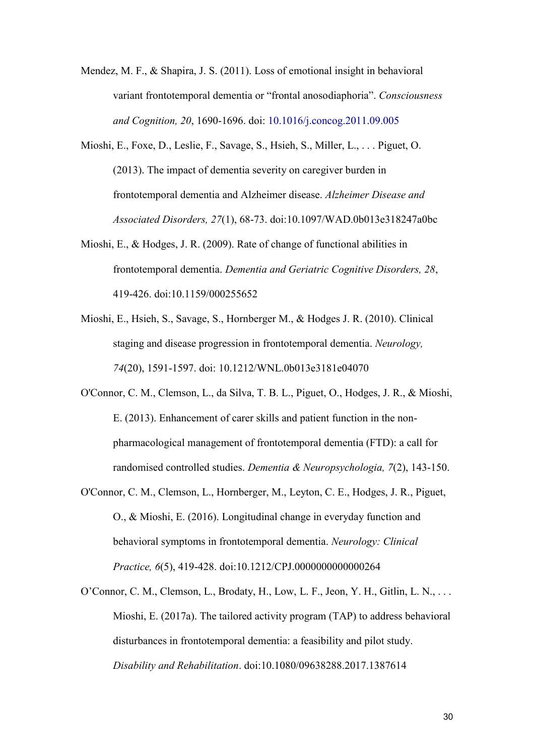Mendez, M. F., & Shapira, J. S. (2011). Loss of emotional insight in behavioral variant frontotemporal dementia or "frontal anosodiaphoria". *Consciousness and Cognition, 20*, 1690-1696. doi: 10.1016/j.concog.2011.09.005

Mioshi, E., Foxe, D., Leslie, F., Savage, S., Hsieh, S., Miller, L., . . . Piguet, O. (2013). The impact of dementia severity on caregiver burden in frontotemporal dementia and Alzheimer disease. *Alzheimer Disease and Associated Disorders, 27*(1), 68-73. doi:10.1097/WAD.0b013e318247a0bc

Mioshi, E., & Hodges, J. R. (2009). Rate of change of functional abilities in frontotemporal dementia. *Dementia and Geriatric Cognitive Disorders, 28*, 419-426. doi:10.1159/000255652

Mioshi, E., Hsieh, S., Savage, S., Hornberger M., & Hodges J. R. (2010). Clinical staging and disease progression in frontotemporal dementia. *Neurology, 74*(20), 1591-1597. doi: 10.1212/WNL.0b013e3181e04070

O'Connor, C. M., Clemson, L., da Silva, T. B. L., Piguet, O., Hodges, J. R., & Mioshi, E. (2013). Enhancement of carer skills and patient function in the non-pharmacological management of frontotemporal dementia (FTD): a call for randomised controlled studies. *Dementia & Neuropsychologia, 7*(2), 143-150.

O'Connor, C. M., Clemson, L., Hornberger, M., Leyton, C. E., Hodges, J. R., Piguet, O., & Mioshi, E. (2016). Longitudinal change in everyday function and behavioral symptoms in frontotemporal dementia. *Neurology: Clinical Practice, 6*(5), 419-428. doi:10.1212/CPJ.0000000000000264

O'Connor, C. M., Clemson, L., Brodaty, H., Low, L. F., Jeon, Y. H., Gitlin, L. N., . . . Mioshi, E. (2017a). The tailored activity program (TAP) to address behavioral disturbances in frontotemporal dementia: a feasibility and pilot study. *Disability and Rehabilitation*. doi:10.1080/09638288.2017.1387614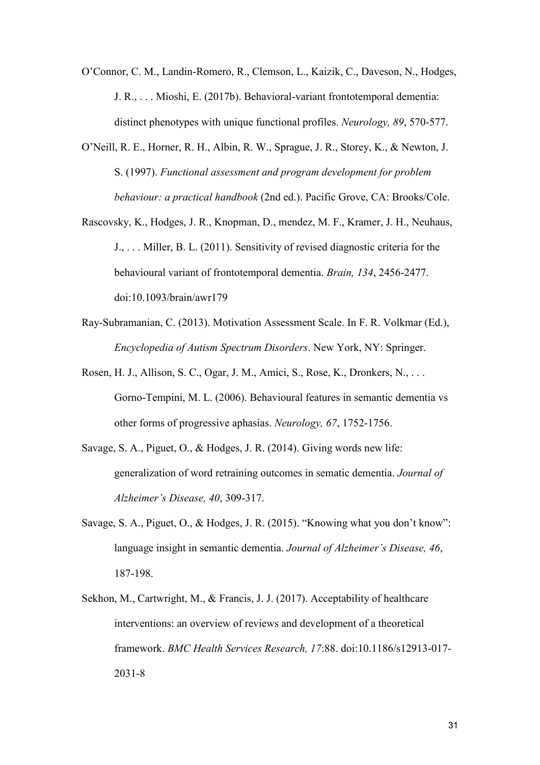O'Connor, C. M., Landin-Romero, R., Clemson, L., Kaizik, C., Daveson, N., Hodges, J. R., . . . Mioshi, E. (2017b). Behavioral-variant frontotemporal dementia: distinct phenotypes with unique functional profiles. *Neurology, 89*, 570-577.

O'Neill, R. E., Horner, R. H., Albin, R. W., Sprague, J. R., Storey, K., & Newton, J. S. (1997). *Functional assessment and program development for problem behaviour: a practical handbook* (2nd ed.). Pacific Grove, CA: Brooks/Cole.

Rascovsky, K., Hodges, J. R., Knopman, D., mendez, M. F., Kramer, J. H., Neuhaus, J., . . . Miller, B. L. (2011). Sensitivity of revised diagnostic criteria for the behavioural variant of frontotemporal dementia. *Brain, 134*, 2456-2477. doi:10.1093/brain/awr179

Ray-Subramanian, C. (2013). Motivation Assessment Scale. In F. R. Volkmar (Ed.), *Encyclopedia of Autism Spectrum Disorders*. New York, NY: Springer.

Rosen, H. J., Allison, S. C., Ogar, J. M., Amici, S., Rose, K., Dronkers, N., . . . Gorno-Tempini, M. L. (2006). Behavioural features in semantic dementia vs other forms of progressive aphasias. *Neurology, 67*, 1752-1756.

Savage, S. A., Piguet, O., & Hodges, J. R. (2014). Giving words new life: generalization of word retraining outcomes in sematic dementia. *Journal of Alzheimer's Disease, 40*, 309-317.

Savage, S. A., Piguet, O., & Hodges, J. R. (2015). "Knowing what you don't know": language insight in semantic dementia. *Journal of Alzheimer's Disease, 46*, 187-198.

Sekhon, M., Cartwright, M., & Francis, J. J. (2017). Acceptability of healthcare interventions: an overview of reviews and development of a theoretical framework. *BMC Health Services Research, 17*:88. doi:10.1186/s12913-017-2031-8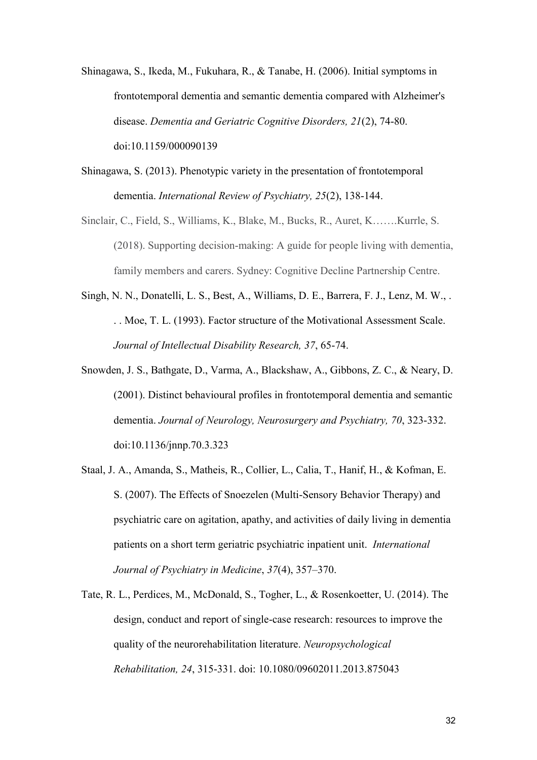Shinagawa, S., Ikeda, M., Fukuhara, R., & Tanabe, H. (2006). Initial symptoms in frontotemporal dementia and semantic dementia compared with Alzheimer's disease. *Dementia and Geriatric Cognitive Disorders, 21*(2), 74-80. doi:10.1159/000090139

Shinagawa, S. (2013). Phenotypic variety in the presentation of frontotemporal dementia. *International Review of Psychiatry, 25*(2), 138-144.

Sinclair, C., Field, S., Williams, K., Blake, M., Bucks, R., Auret, K…….Kurrle, S. (2018). Supporting decision-making: A guide for people living with dementia, family members and carers. Sydney: Cognitive Decline Partnership Centre.

Singh, N. N., Donatelli, L. S., Best, A., Williams, D. E., Barrera, F. J., Lenz, M. W., . . . Moe, T. L. (1993). Factor structure of the Motivational Assessment Scale. *Journal of Intellectual Disability Research, 37*, 65-74.

Snowden, J. S., Bathgate, D., Varma, A., Blackshaw, A., Gibbons, Z. C., & Neary, D. (2001). Distinct behavioural profiles in frontotemporal dementia and semantic dementia. *Journal of Neurology, Neurosurgery and Psychiatry, 70*, 323-332. doi:10.1136/jnnp.70.3.323

Staal, J. A., Amanda, S., Matheis, R., Collier, L., Calia, T., Hanif, H., & Kofman, E. S. (2007). The Effects of Snoezelen (Multi-Sensory Behavior Therapy) and psychiatric care on agitation, apathy, and activities of daily living in dementia patients on a short term geriatric psychiatric inpatient unit. *International Journal of Psychiatry in Medicine*, *37*(4), 357–370.

Tate, R. L., Perdices, M., McDonald, S., Togher, L., & Rosenkoetter, U. (2014). The design, conduct and report of single-case research: resources to improve the quality of the neurorehabilitation literature. *Neuropsychological Rehabilitation, 24*, 315-331. doi: 10.1080/09602011.2013.875043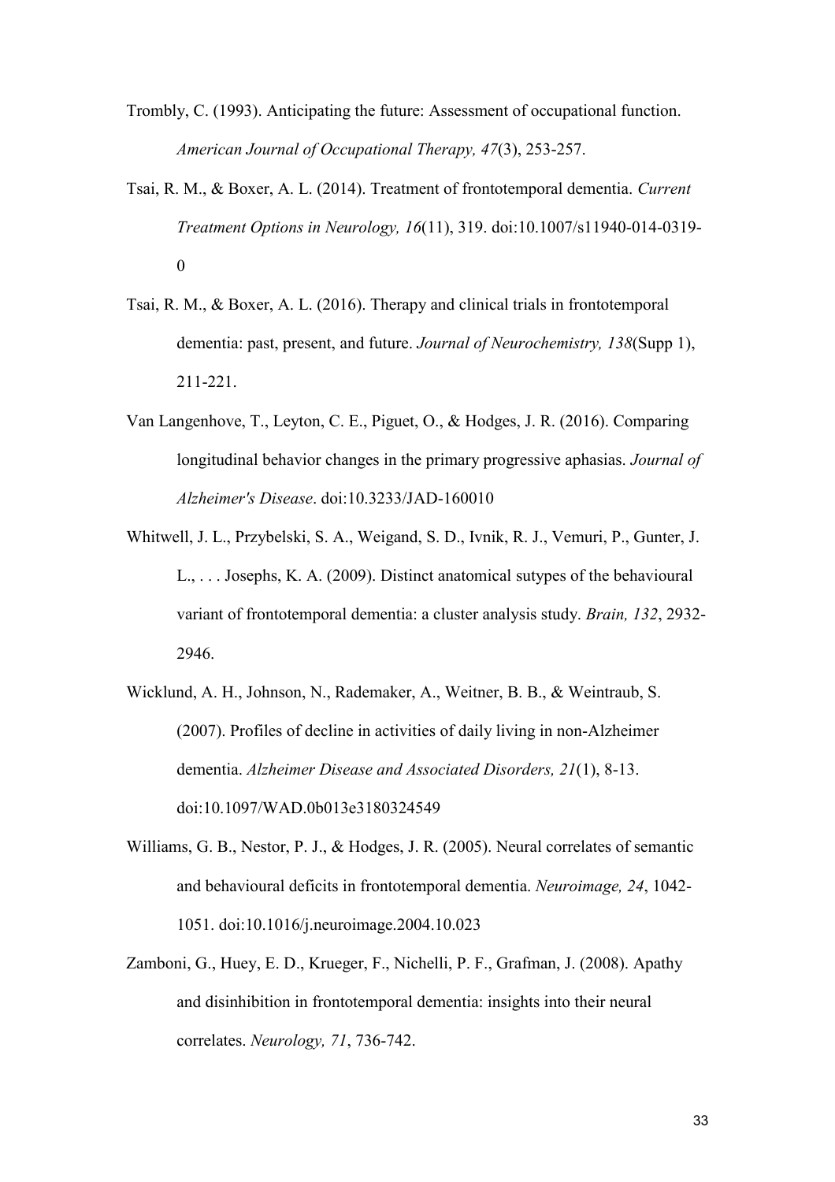Trombly, C. (1993). Anticipating the future: Assessment of occupational function. *American Journal of Occupational Therapy, 47*(3), 253-257.

Tsai, R. M., & Boxer, A. L. (2014). Treatment of frontotemporal dementia. *Current Treatment Options in Neurology, 16*(11), 319. doi:10.1007/s11940-014-0319-0

Tsai, R. M., & Boxer, A. L. (2016). Therapy and clinical trials in frontotemporal dementia: past, present, and future. *Journal of Neurochemistry, 138*(Supp 1), 211-221.

Van Langenhove, T., Leyton, C. E., Piguet, O., & Hodges, J. R. (2016). Comparing longitudinal behavior changes in the primary progressive aphasias. *Journal of Alzheimer's Disease*. doi:10.3233/JAD-160010

Whitwell, J. L., Przybelski, S. A., Weigand, S. D., Ivnik, R. J., Vemuri, P., Gunter, J. L., . . . Josephs, K. A. (2009). Distinct anatomical sutypes of the behavioural variant of frontotemporal dementia: a cluster analysis study. *Brain, 132*, 2932-2946.

Wicklund, A. H., Johnson, N., Rademaker, A., Weitner, B. B., & Weintraub, S. (2007). Profiles of decline in activities of daily living in non-Alzheimer dementia. *Alzheimer Disease and Associated Disorders, 21*(1), 8-13. doi:10.1097/WAD.0b013e3180324549

Williams, G. B., Nestor, P. J., & Hodges, J. R. (2005). Neural correlates of semantic and behavioural deficits in frontotemporal dementia. *Neuroimage, 24*, 1042-1051. doi:10.1016/j.neuroimage.2004.10.023

Zamboni, G., Huey, E. D., Krueger, F., Nichelli, P. F., Grafman, J. (2008). Apathy and disinhibition in frontotemporal dementia: insights into their neural correlates. *Neurology, 71*, 736-742.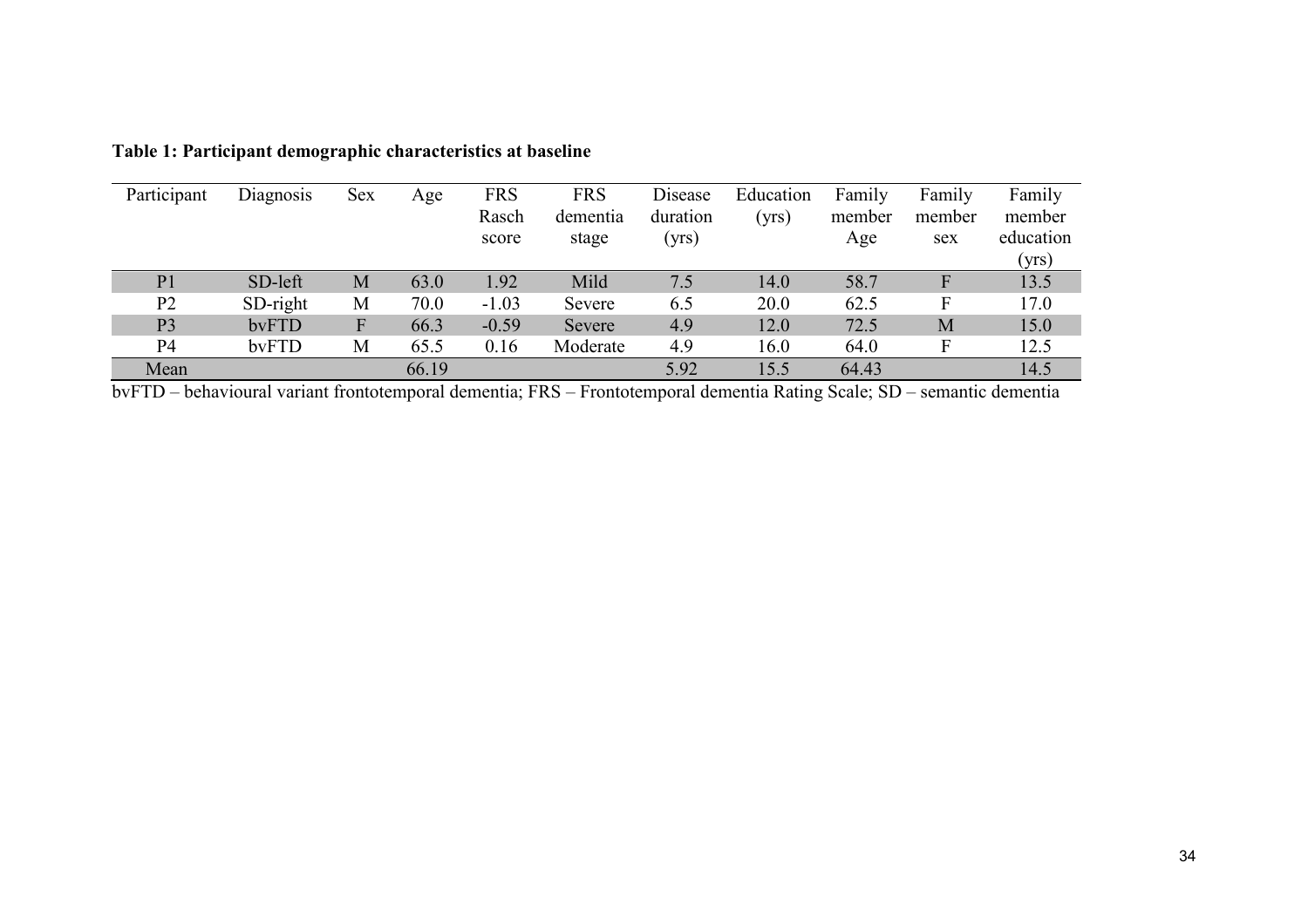**Table 1: Participant demographic characteristics at baseline**

| Participant | Diagnosis | Sex | Age | FRS Rasch score | FRS dementia stage | Disease duration (yrs) | Education (yrs) | Family member Age | Family member sex | Family member education (yrs) |
|---|---|---|---|---|---|---|---|---|---|---|
| P1 | SD-left | M | 63.0 | 1.92 | Mild | 7.5 | 14.0 | 58.7 | F | 13.5 |
| P2 | SD-right | M | 70.0 | -1.03 | Severe | 6.5 | 20.0 | 62.5 | F | 17.0 |
| P3 | bvFTD | F | 66.3 | -0.59 | Severe | 4.9 | 12.0 | 72.5 | M | 15.0 |
| P4 | bvFTD | M | 65.5 | 0.16 | Moderate | 4.9 | 16.0 | 64.0 | F | 12.5 |
| Mean | | | 66.19 | | | 5.92 | 15.5 | 64.43 | | 14.5 |

bvFTD – behavioural variant frontotemporal dementia; FRS – Frontotemporal dementia Rating Scale; SD – semantic dementia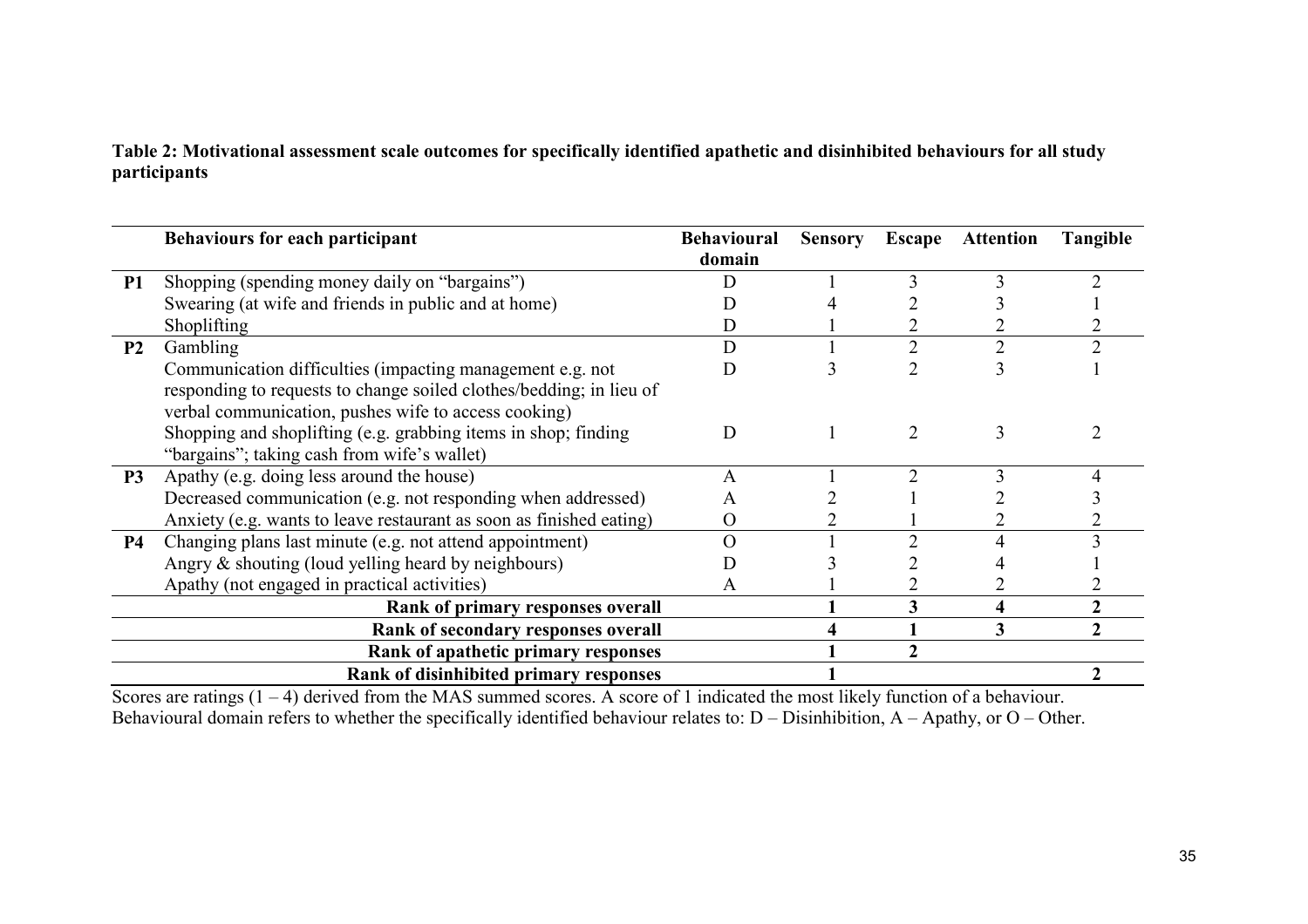**Table 2: Motivational assessment scale outcomes for specifically identified apathetic and disinhibited behaviours for all study participants**

| | Behaviours for each participant | Behavioural domain | Sensory | Escape | Attention | Tangible |
|---|---|---|---|---|---|---|
| **P1** | Shopping (spending money daily on "bargains") | D | 1 | 3 | 3 | 2 |
| | Swearing (at wife and friends in public and at home) | D | 4 | 2 | 3 | 1 |
| | Shoplifting | D | 1 | 2 | 2 | 2 |
| **P2** | Gambling | D | 1 | 2 | 2 | 2 |
| | Communication difficulties (impacting management e.g. not responding to requests to change soiled clothes/bedding; in lieu of verbal communication, pushes wife to access cooking) | D | 3 | 2 | 3 | 1 |
| | Shopping and shoplifting (e.g. grabbing items in shop; finding "bargains"; taking cash from wife's wallet) | D | 1 | 2 | 3 | 2 |
| **P3** | Apathy (e.g. doing less around the house) | A | 1 | 2 | 3 | 4 |
| | Decreased communication (e.g. not responding when addressed) | A | 2 | 1 | 2 | 3 |
| | Anxiety (e.g. wants to leave restaurant as soon as finished eating) | O | 2 | 1 | 2 | 2 |
| **P4** | Changing plans last minute (e.g. not attend appointment) | O | 1 | 2 | 4 | 3 |
| | Angry & shouting (loud yelling heard by neighbours) | D | 3 | 2 | 4 | 1 |
| | Apathy (not engaged in practical activities) | A | 1 | 2 | 2 | 2 |
| | **Rank of primary responses overall** | | **1** | **3** | **4** | **2** |
| | **Rank of secondary responses overall** | | **4** | **1** | **3** | **2** |
| | **Rank of apathetic primary responses** | | **1** | **2** | | |
| | **Rank of disinhibited primary responses** | | **1** | | | **2** |

Scores are ratings (1 – 4) derived from the MAS summed scores. A score of 1 indicated the most likely function of a behaviour.
Behavioural domain refers to whether the specifically identified behaviour relates to: D – Disinhibition, A – Apathy, or O – Other.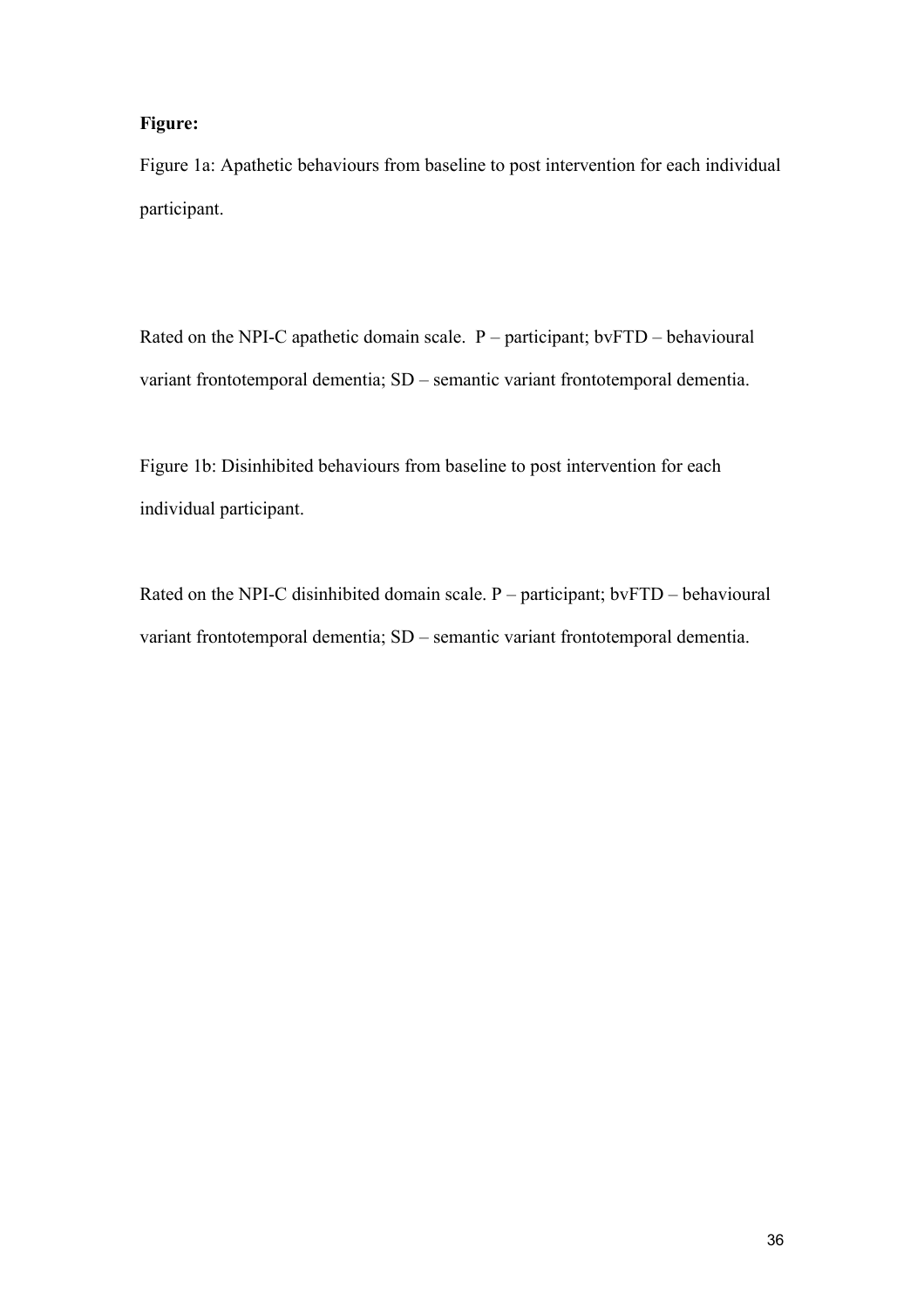**Figure:**

Figure 1a: Apathetic behaviours from baseline to post intervention for each individual participant.

Rated on the NPI-C apathetic domain scale. P – participant; bvFTD – behavioural variant frontotemporal dementia; SD – semantic variant frontotemporal dementia.

Figure 1b: Disinhibited behaviours from baseline to post intervention for each individual participant.

Rated on the NPI-C disinhibited domain scale. P – participant; bvFTD – behavioural variant frontotemporal dementia; SD – semantic variant frontotemporal dementia.